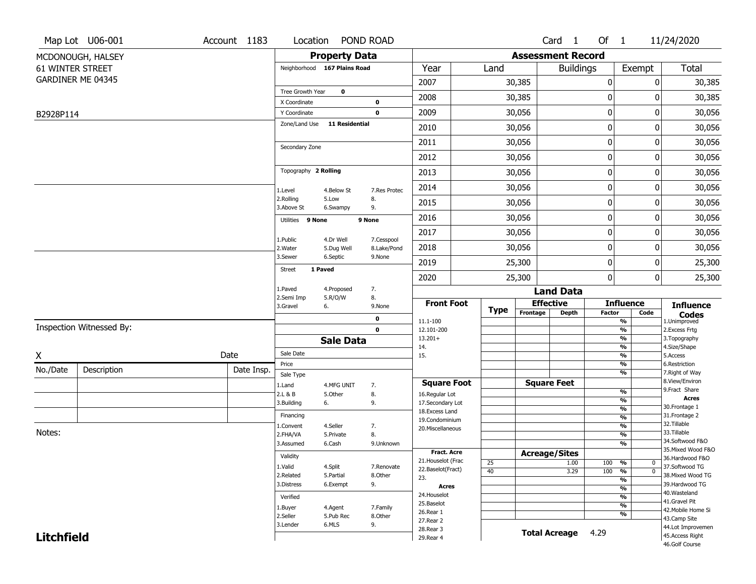Map Lot U06-001 | Account 1183 | Location POND ROAD | Card 1 Of 1 | 11/24/2020

MCDONOUGH, HALSEY
61 WINTER STREET
GARDINER ME 04345

B2928P114

## Property Data

Neighborhood **167 Plains Road**

Tree Growth Year **0**
X Coordinate **0**
Y Coordinate **0**
Zone/Land Use **11 Residential**

Secondary Zone

Topography **2 Rolling**

1.Level 4.Below St 7.Res Protec
2.Rolling 5.Low 8.
3.Above St 6.Swampy 9.

Utilities **9 None** **9 None**

1.Public 4.Dr Well 7.Cesspool
2.Water 5.Dug Well 8.Lake/Pond
3.Sewer 6.Septic 9.None

Street **1 Paved**

1.Paved 4.Proposed 7.
2.Semi Imp 5.R/O/W 8.
3.Gravel 6. 9.None

**0**
**0**

## Assessment Record

| Year | Land | Buildings | Exempt | Total |
|---|---|---|---|---|
| 2007 | 30,385 | 0 | 0 | 30,385 |
| 2008 | 30,385 | 0 | 0 | 30,385 |
| 2009 | 30,056 | 0 | 0 | 30,056 |
| 2010 | 30,056 | 0 | 0 | 30,056 |
| 2011 | 30,056 | 0 | 0 | 30,056 |
| 2012 | 30,056 | 0 | 0 | 30,056 |
| 2013 | 30,056 | 0 | 0 | 30,056 |
| 2014 | 30,056 | 0 | 0 | 30,056 |
| 2015 | 30,056 | 0 | 0 | 30,056 |
| 2016 | 30,056 | 0 | 0 | 30,056 |
| 2017 | 30,056 | 0 | 0 | 30,056 |
| 2018 | 30,056 | 0 | 0 | 30,056 |
| 2019 | 25,300 | 0 | 0 | 25,300 |
| 2020 | 25,300 | 0 | 0 | 25,300 |

Inspection Witnessed By:

X Date

| No./Date | Description | Date Insp. |
|---|---|---|
| | | |
| | | |
| | | |

Notes:

## Sale Data

Sale Date
Price
Sale Type

1.Land 4.MFG UNIT 7.
2.L & B 5.Other 8.
3.Building 6. 9.

Financing

1.Convent 4.Seller 7.
2.FHA/VA 5.Private 8.
3.Assumed 6.Cash 9.Unknown

Validity

1.Valid 4.Split 7.Renovate
2.Related 5.Partial 8.Other
3.Distress 6.Exempt 9.

Verified

1.Buyer 4.Agent 7.Family
2.Seller 5.Pub Rec 8.Other
3.Lender 6.MLS 9.

## Land Data

| Front Foot | Type | Effective Frontage | Effective Depth | Influence Factor | Influence Code |
|---|---|---|---|---|---|
| 11.1-100 | | | | % | |
| 12.101-200 | | | | % | |
| 13.201+ | | | | % | |
| 14. | | | | % | |
| 15. | | | | % | |
| | | | | % | |
| **Square Foot** | | **Square Feet** | | | |
| 16.Regular Lot | | | | % | |
| 17.Secondary Lot | | | | % | |
| 18.Excess Land | | | | % | |
| 19.Condominium | | | | % | |
| 20.Miscellaneous | | | | % | |
| | | | | % | |
| **Fract. Acre** | | **Acreage/Sites** | | | |
| 21.Houselot (Frac | 25 | | 1.00 | 100 % | 0 |
| 22.Baselot(Fract) | 40 | | 3.29 | 100 % | 0 |
| 23. | | | | % | |
| **Acres** | | | | % | |
| 24.Houselot | | | | % | |
| 25.Baselot | | | | % | |
| 26.Rear 1 | | | | % | |
| 27.Rear 2 | | | | | |
| 28.Rear 3 | | | | | |
| 29.Rear 4 | | | | | |

**Total Acreage** 4.29

**Influence Codes**
1.Unimproved
2.Excess Frtg
3.Topography
4.Size/Shape
5.Access
6.Restriction
7.Right of Way
8.View/Environ
9.Fract Share
**Acres**
30.Frontage 1
31.Frontage 2
32.Tillable
33.Tillable
34.Softwood F&O
35.Mixed Wood F&O
36.Hardwood F&O
37.Softwood TG
38.Mixed Wood TG
39.Hardwood TG
40.Wasteland
41.Gravel Pit
42.Mobile Home Si
43.Camp Site
44.Lot Improvemen
45.Access Right
46.Golf Course

**Litchfield**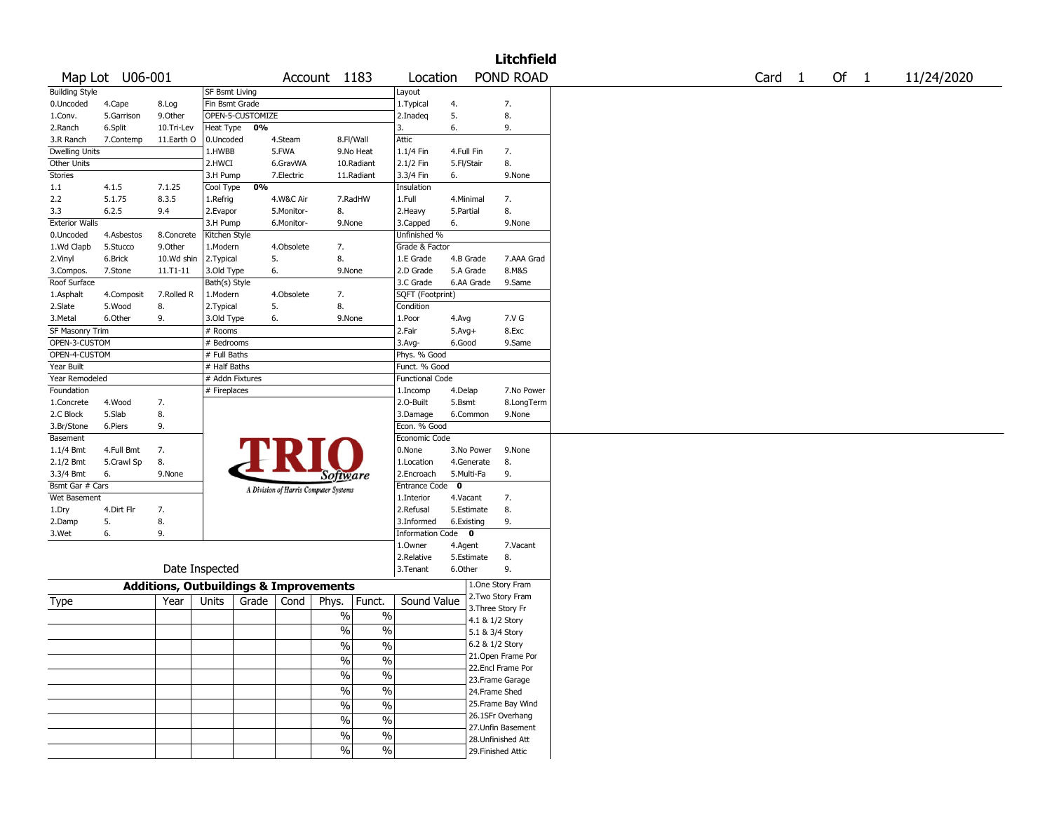# Litchfield

| Map Lot | U06-001 | Account | 1183 | Location | POND ROAD | Card | 1 | Of | 1 | 11/24/2020 |
|---|---|---|---|---|---|---|---|---|---|---|

| Building Style | | | SF Bsmt Living | | | Layout | | |
|---|---|---|---|---|---|---|---|---|
| 0.Uncoded | 4.Cape | 8.Log | Fin Bsmt Grade | | | 1.Typical | 4. | 7. |
| 1.Conv. | 5.Garrison | 9.Other | OPEN-5-CUSTOMIZE | | | 2.Inadeq | 5. | 8. |
| 2.Ranch | 6.Split | 10.Tri-Lev | Heat Type 0% | | | 3. | 6. | 9. |
| 3.R Ranch | 7.Contemp | 11.Earth O | 0.Uncoded | 4.Steam | 8.Fl/Wall | Attic | | |
| Dwelling Units | | | 1.HWBB | 5.FWA | 9.No Heat | 1.1/4 Fin | 4.Full Fin | 7. |
| Other Units | | | 2.HWCI | 6.GravWA | 10.Radiant | 2.1/2 Fin | 5.Fl/Stair | 8. |
| Stories | | | 3.H Pump | 7.Electric | 11.Radiant | 3.3/4 Fin | 6. | 9.None |
| 1.1 | 4.1.5 | 7.1.25 | Cool Type 0% | | | Insulation | | |
| 2.2 | 5.1.75 | 8.3.5 | 1.Refrig | 4.W&C Air | 7.RadHW | 1.Full | 4.Minimal | 7. |
| 3.3 | 6.2.5 | 9.4 | 2.Evapor | 5.Monitor- | 8. | 2.Heavy | 5.Partial | 8. |
| Exterior Walls | | | 3.H Pump | 6.Monitor- | 9.None | 3.Capped | 6. | 9.None |
| 0.Uncoded | 4.Asbestos | 8.Concrete | Kitchen Style | | | Unfinished % | | |
| 1.Wd Clapb | 5.Stucco | 9.Other | 1.Modern | 4.Obsolete | 7. | Grade & Factor | | |
| 2.Vinyl | 6.Brick | 10.Wd shin | 2.Typical | 5. | 8. | 1.E Grade | 4.B Grade | 7.AAA Grad |
| 3.Compos. | 7.Stone | 11.T1-11 | 3.Old Type | 6. | 9.None | 2.D Grade | 5.A Grade | 8.M&S |
| Roof Surface | | | Bath(s) Style | | | 3.C Grade | 6.AA Grade | 9.Same |
| 1.Asphalt | 4.Composit | 7.Rolled R | 1.Modern | 4.Obsolete | 7. | SQFT (Footprint) | | |
| 2.Slate | 5.Wood | 8. | 2.Typical | 5. | 8. | Condition | | |
| 3.Metal | 6.Other | 9. | 3.Old Type | 6. | 9.None | 1.Poor | 4.Avg | 7.V G |
| SF Masonry Trim | | | # Rooms | | | 2.Fair | 5.Avg+ | 8.Exc |
| OPEN-3-CUSTOM | | | # Bedrooms | | | 3.Avg- | 6.Good | 9.Same |
| OPEN-4-CUSTOM | | | # Full Baths | | | Phys. % Good | | |
| Year Built | | | # Half Baths | | | Funct. % Good | | |
| Year Remodeled | | | # Addn Fixtures | | | Functional Code | | |
| Foundation | | | # Fireplaces | | | 1.Incomp | 4.Delap | 7.No Power |
| 1.Concrete | 4.Wood | 7. | | | | 2.O-Built | 5.Bsmt | 8.LongTerm |
| 2.C Block | 5.Slab | 8. | | | | 3.Damage | 6.Common | 9.None |
| 3.Br/Stone | 6.Piers | 9. | | | | Econ. % Good | | |
| Basement | | | | | | Economic Code | | |
| 1.1/4 Bmt | 4.Full Bmt | 7. | | | | 0.None | 3.No Power | 9.None |
| 2.1/2 Bmt | 5.Crawl Sp | 8. | | | | 1.Location | 4.Generate | 8. |
| 3.3/4 Bmt | 6. | 9.None | | | | 2.Encroach | 5.Multi-Fa | 9. |
| Bsmt Gar # Cars | | | | | | Entrance Code 0 | | |
| Wet Basement | | | | | | 1.Interior | 4.Vacant | 7. |
| 1.Dry | 4.Dirt Flr | 7. | | | | 2.Refusal | 5.Estimate | 8. |
| 2.Damp | 5. | 8. | | | | 3.Informed | 6.Existing | 9. |
| 3.Wet | 6. | 9. | | | | Information Code 0 | | |
| | | | | | | 1.Owner | 4.Agent | 7.Vacant |
| | | | | | | 2.Relative | 5.Estimate | 8. |
| Date Inspected | | | | | | 3.Tenant | 6.Other | 9. |

TRIO Software — A Division of Harris Computer Systems

## Additions, Outbuildings & Improvements

| Type | Year | Units | Grade | Cond | Phys. | Funct. | Sound Value | |
|---|---|---|---|---|---|---|---|---|
| | | | | | % | % | | 1.One Story Fram |
| | | | | | % | % | | 2.Two Story Fram |
| | | | | | % | % | | 3.Three Story Fr |
| | | | | | % | % | | 4.1 & 1/2 Story |
| | | | | | % | % | | 5.1 & 3/4 Story |
| | | | | | % | % | | 6.2 & 1/2 Story |
| | | | | | % | % | | 21.Open Frame Por |
| | | | | | % | % | | 22.Encl Frame Por |
| | | | | | % | % | | 23.Frame Garage |
| | | | | | % | % | | 24.Frame Shed |
| | | | | | | | | 25.Frame Bay Wind |
| | | | | | | | | 26.1SFr Overhang |
| | | | | | | | | 27.Unfin Basement |
| | | | | | | | | 28.Unfinished Att |
| | | | | | | | | 29.Finished Attic |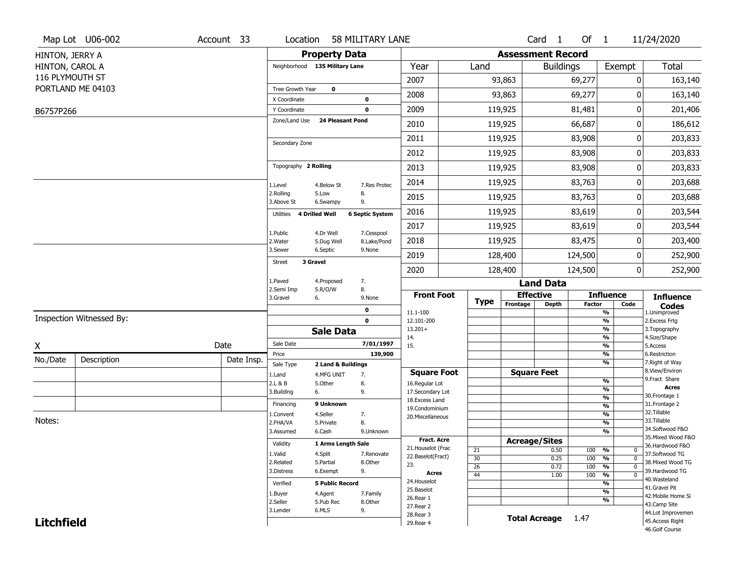Map Lot U06-002 | Account 33 | Location 58 MILITARY LANE | Card 1 Of 1 | 11/24/2020

HINTON, JERRY A
HINTON, CAROL A
116 PLYMOUTH ST
PORTLAND ME 04103

B6757P266

## Property Data

Neighborhood 135 Military Lane

Tree Growth Year 0
X Coordinate 0
Y Coordinate 0
Zone/Land Use 24 Pleasant Pond

Secondary Zone

Topography 2 Rolling

1.Level 4.Below St 7.Res Protec
2.Rolling 5.Low 8.
3.Above St 6.Swampy 9.

Utilities 4 Drilled Well 6 Septic System

1.Public 4.Dr Well 7.Cesspool
2.Water 5.Dug Well 8.Lake/Pond
3.Sewer 6.Septic 9.None

Street 3 Gravel

1.Paved 4.Proposed 7.
2.Semi Imp 5.R/O/W 8.
3.Gravel 6. 9.None

0
0

## Sale Data

Sale Date 7/01/1997
Price 139,900
Sale Type 2 Land & Buildings

1.Land 4.MFG UNIT 7.
2.L & B 5.Other 8.
3.Building 6. 9.

Financing 9 Unknown

1.Convent 4.Seller 7.
2.FHA/VA 5.Private 8.
3.Assumed 6.Cash 9.Unknown

Validity 1 Arms Length Sale

1.Valid 4.Split 7.Renovate
2.Related 5.Partial 8.Other
3.Distress 6.Exempt 9.

Verified 5 Public Record

1.Buyer 4.Agent 7.Family
2.Seller 5.Pub Rec 8.Other
3.Lender 6.MLS 9.

## Assessment Record

| Year | Land | Buildings | Exempt | Total |
|---|---|---|---|---|
| 2007 | 93,863 | 69,277 | 0 | 163,140 |
| 2008 | 93,863 | 69,277 | 0 | 163,140 |
| 2009 | 119,925 | 81,481 | 0 | 201,406 |
| 2010 | 119,925 | 66,687 | 0 | 186,612 |
| 2011 | 119,925 | 83,908 | 0 | 203,833 |
| 2012 | 119,925 | 83,908 | 0 | 203,833 |
| 2013 | 119,925 | 83,908 | 0 | 203,833 |
| 2014 | 119,925 | 83,763 | 0 | 203,688 |
| 2015 | 119,925 | 83,763 | 0 | 203,688 |
| 2016 | 119,925 | 83,619 | 0 | 203,544 |
| 2017 | 119,925 | 83,619 | 0 | 203,544 |
| 2018 | 119,925 | 83,475 | 0 | 203,400 |
| 2019 | 128,400 | 124,500 | 0 | 252,900 |
| 2020 | 128,400 | 124,500 | 0 | 252,900 |

## Land Data

| Front Foot | Type | Effective Frontage | Effective Depth | Influence Factor | Influence Code |
|---|---|---|---|---|---|
| 11.1-100 | | | | % | |
| 12.101-200 | | | | % | |
| 13.201+ | | | | % | |
| 14. | | | | % | |
| 15. | | | | % | |
| | | | | % | |
| | | | | % | |

| Square Foot | Square Feet | Factor |
|---|---|---|
| 16.Regular Lot | | % |
| 17.Secondary Lot | | % |
| 18.Excess Land | | % |
| 19.Condominium | | % |
| 20.Miscellaneous | | % |
| | | % |
| | | % |

| Fract. Acre / Acres | Type | Acreage/Sites | Factor | Code |
|---|---|---|---|---|
| 21.Houselot (Frac | 21 | 0.50 | 100 % | 0 |
| 22.Baselot(Fract) | 30 | 0.25 | 100 % | 0 |
| 23. | 26 | 0.72 | 100 % | 0 |
| Acres | 44 | 1.00 | 100 % | 0 |
| 24.Houselot | | | % | |
| 25.Baselot | | | % | |
| 26.Rear 1 | | | % | |
| 27.Rear 2 | | | | |
| 28.Rear 3 | | | | |
| 29.Rear 4 | | | | |

Total Acreage 1.47

**Influence Codes**
1.Unimproved
2.Excess Frtg
3.Topography
4.Size/Shape
5.Access
6.Restriction
7.Right of Way
8.View/Environ
9.Fract Share

**Acres**
30.Frontage 1
31.Frontage 2
32.Tillable
33.Tillable
34.Softwood F&O
35.Mixed Wood F&O
36.Hardwood F&O
37.Softwood TG
38.Mixed Wood TG
39.Hardwood TG
40.Wasteland
41.Gravel Pit
42.Mobile Home Si
43.Camp Site
44.Lot Improvemen
45.Access Right
46.Golf Course

Inspection Witnessed By:

X ____________________ Date ________

| No./Date | Description | Date Insp. |
|---|---|---|
| | | |
| | | |
| | | |

Notes:

**Litchfield**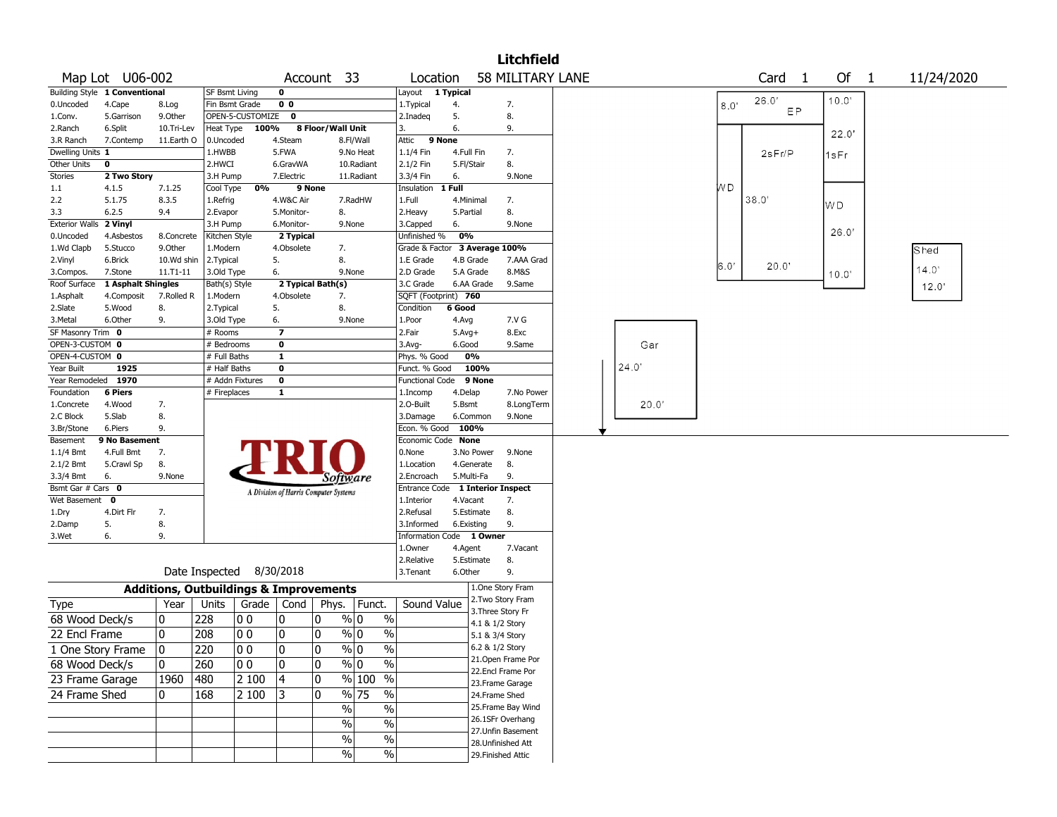# Litchfield

**Map Lot** U06-002 **Account** 33 **Location** 58 MILITARY LANE **Card** 1 **Of** 1 11/24/2020

| Building Style | 1 Conventional | | SF Bsmt Living | 0 | | Layout | 1 Typical | |
|---|---|---|---|---|---|---|---|---|
| 0.Uncoded | 4.Cape | 8.Log | Fin Bsmt Grade | 0 0 | | 1.Typical | 4. | 7. |
| 1.Conv. | 5.Garrison | 9.Other | OPEN-5-CUSTOMIZE | 0 | | 2.Inadeq | 5. | 8. |
| 2.Ranch | 6.Split | 10.Tri-Lev | Heat Type 100% | 8 Floor/Wall Unit | | 3. | 6. | 9. |
| 3.R Ranch | 7.Contemp | 11.Earth O | 0.Uncoded | 4.Steam | 8.Fl/Wall | Attic | 9 None | |
| Dwelling Units | 1 | | 1.HWBB | 5.FWA | 9.No Heat | 1.1/4 Fin | 4.Full Fin | 7. |
| Other Units | 0 | | 2.HWCI | 6.GravWA | 10.Radiant | 2.1/2 Fin | 5.Fl/Stair | 8. |
| Stories | 2 Two Story | | 3.H Pump | 7.Electric | 11.Radiant | 3.3/4 Fin | 6. | 9.None |
| 1.1 | 4.1.5 | 7.1.25 | Cool Type 0% | 9 None | | Insulation | 1 Full | |
| 2.2 | 5.1.75 | 8.3.5 | 1.Refrig | 4.W&C Air | 7.RadHW | 1.Full | 4.Minimal | 7. |
| 3.3 | 6.2.5 | 9.4 | 2.Evapor | 5.Monitor- | 8. | 2.Heavy | 5.Partial | 8. |
| Exterior Walls | 2 Vinyl | | 3.H Pump | 6.Monitor- | 9.None | 3.Capped | 6. | 9.None |
| 0.Uncoded | 4.Asbestos | 8.Concrete | Kitchen Style | 2 Typical | | Unfinished % | 0% | |
| 1.Wd Clapb | 5.Stucco | 9.Other | 1.Modern | 4.Obsolete | 7. | Grade & Factor | 3 Average 100% | |
| 2.Vinyl | 6.Brick | 10.Wd shin | 2.Typical | 5. | 8. | 1.E Grade | 4.B Grade | 7.AAA Grad |
| 3.Compos. | 7.Stone | 11.T1-11 | 3.Old Type | 6. | 9.None | 2.D Grade | 5.A Grade | 8.M&S |
| Roof Surface | 1 Asphalt Shingles | | Bath(s) Style | 2 Typical Bath(s) | | 3.C Grade | 6.AA Grade | 9.Same |
| 1.Asphalt | 4.Composit | 7.Rolled R | 1.Modern | 4.Obsolete | 7. | SQFT (Footprint) | 760 | |
| 2.Slate | 5.Wood | 8. | 2.Typical | 5. | 8. | Condition | 6 Good | |
| 3.Metal | 6.Other | 9. | 3.Old Type | 6. | 9.None | 1.Poor | 4.Avg | 7.V G |
| SF Masonry Trim | 0 | | # Rooms | 7 | | 2.Fair | 5.Avg+ | 8.Exc |
| OPEN-3-CUSTOM | 0 | | # Bedrooms | 0 | | 3.Avg- | 6.Good | 9.Same |
| OPEN-4-CUSTOM | 0 | | # Full Baths | 1 | | Phys. % Good | 0% | |
| Year Built | 1925 | | # Half Baths | 0 | | Funct. % Good | 100% | |
| Year Remodeled | 1970 | | # Addn Fixtures | 0 | | Functional Code | 9 None | |
| Foundation | 6 Piers | | # Fireplaces | 1 | | 1.Incomp | 4.Delap | 7.No Power |
| 1.Concrete | 4.Wood | 7. | | | | 2.O-Built | 5.Bsmt | 8.LongTerm |
| 2.C Block | 5.Slab | 8. | | | | 3.Damage | 6.Common | 9.None |
| 3.Br/Stone | 6.Piers | 9. | | | | Econ. % Good | 100% | |
| Basement | 9 No Basement | | | | | Economic Code | None | |
| 1.1/4 Bmt | 4.Full Bmt | 7. | | | | 0.None | 3.No Power | 9.None |
| 2.1/2 Bmt | 5.Crawl Sp | 8. | | | | 1.Location | 4.Generate | 8. |
| 3.3/4 Bmt | 6. | 9.None | | | | 2.Encroach | 5.Multi-Fa | 9. |
| Bsmt Gar # Cars | 0 | | | | | Entrance Code | 1 Interior Inspect | |
| Wet Basement | 0 | | | | | 1.Interior | 4.Vacant | 7. |
| 1.Dry | 4.Dirt Flr | 7. | | | | 2.Refusal | 5.Estimate | 8. |
| 2.Damp | 5. | 8. | | | | 3.Informed | 6.Existing | 9. |
| 3.Wet | 6. | 9. | | | | Information Code | 1 Owner | |
| | | | | | | 1.Owner | 4.Agent | 7.Vacant |
| | | | | | | 2.Relative | 5.Estimate | 8. |
| | | | | | | 3.Tenant | 6.Other | 9. |

TRIO Software — A Division of Harris Computer Systems

Date Inspected 8/30/2018

## Additions, Outbuildings & Improvements

| Type | Year | Units | Grade | Cond | Phys. | Funct. | Sound Value |
|---|---|---|---|---|---|---|---|
| 68 Wood Deck/s | 0 | 228 | 0 0 | 0 | 0 % | 0 % | |
| 22 Encl Frame | 0 | 208 | 0 0 | 0 | 0 % | 0 % | |
| 1 One Story Frame | 0 | 220 | 0 0 | 0 | 0 % | 0 % | |
| 68 Wood Deck/s | 0 | 260 | 0 0 | 0 | 0 % | 0 % | |
| 23 Frame Garage | 1960 | 480 | 2 100 | 4 | 0 % | 100 % | |
| 24 Frame Shed | 0 | 168 | 2 100 | 3 | 0 % | 75 % | |
| | | | | | % | % | |
| | | | | | % | % | |
| | | | | | % | % | |
| | | | | | % | % | |

1.One Story Fram
2.Two Story Fram
3.Three Story Fr
4.1 & 1/2 Story
5.1 & 3/4 Story
6.2 & 1/2 Story
21.Open Frame Por
22.Encl Frame Por
23.Frame Garage
24.Frame Shed
25.Frame Bay Wind
26.1SFr Overhang
27.Unfin Basement
28.Unfinished Att
29.Finished Attic

Sketch labels: EP 26.0' × 8.0', 10.0'; 2sFr/P 38.0' × 20.0'; 1sFr 22.0'; WD 26.0', 10.0', 6.0'; Gar 24.0' × 20.0'; Shed 14.0' × 12.0'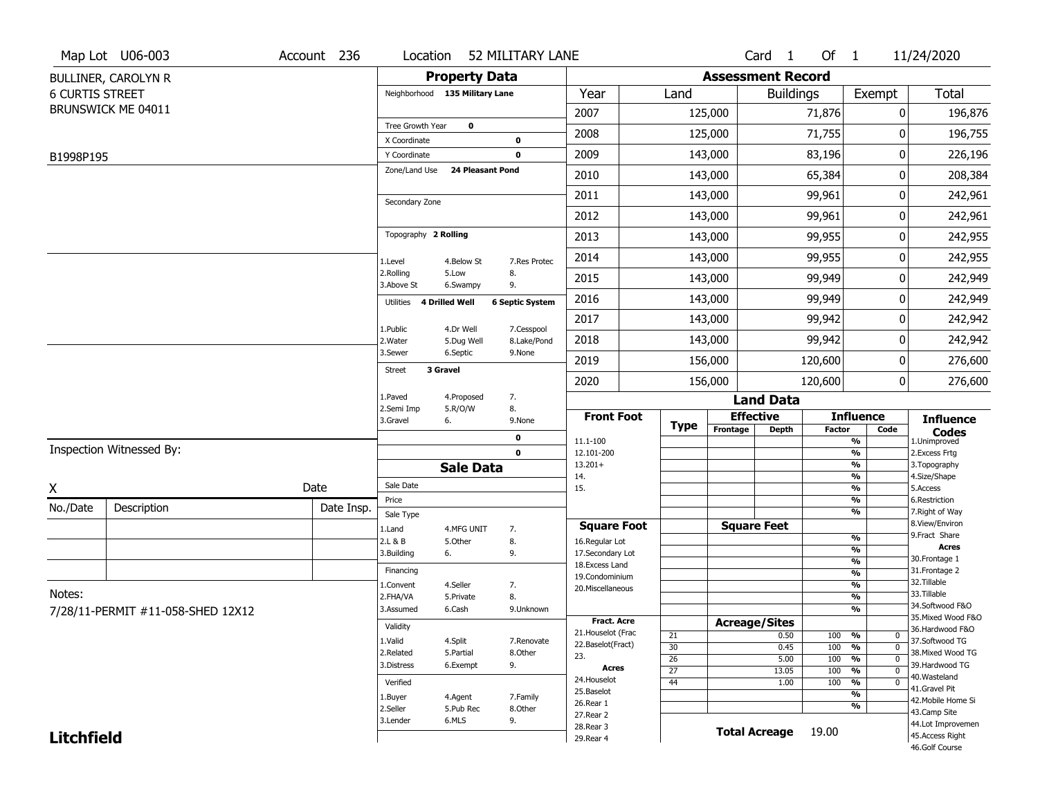Map Lot U06-003 | Account 236 | Location 52 MILITARY LANE | Card 1 Of 1 | 11/24/2020

BULLINER, CAROLYN R
6 CURTIS STREET
BRUNSWICK ME 04011

B1998P195

## Property Data

Neighborhood **135 Military Lane**

Tree Growth Year **0**
X Coordinate **0**
Y Coordinate **0**
Zone/Land Use **24 Pleasant Pond**

Secondary Zone

Topography **2 Rolling**

1.Level 4.Below St 7.Res Protec
2.Rolling 5.Low 8.
3.Above St 6.Swampy 9.

Utilities **4 Drilled Well** **6 Septic System**

1.Public 4.Dr Well 7.Cesspool
2.Water 5.Dug Well 8.Lake/Pond
3.Sewer 6.Septic 9.None

Street **3 Gravel**

1.Paved 4.Proposed 7.
2.Semi Imp 5.R/O/W 8.
3.Gravel 6. 9.None

**0**
**0**

## Sale Data

Sale Date
Price
Sale Type
1.Land 4.MFG UNIT 7.
2.L & B 5.Other 8.
3.Building 6. 9.

Financing
1.Convent 4.Seller 7.
2.FHA/VA 5.Private 8.
3.Assumed 6.Cash 9.Unknown

Validity
1.Valid 4.Split 7.Renovate
2.Related 5.Partial 8.Other
3.Distress 6.Exempt 9.

Verified
1.Buyer 4.Agent 7.Family
2.Seller 5.Pub Rec 8.Other
3.Lender 6.MLS 9.

## Assessment Record

| Year | Land | Buildings | Exempt | Total |
|---|---|---|---|---|
| 2007 | 125,000 | 71,876 | 0 | 196,876 |
| 2008 | 125,000 | 71,755 | 0 | 196,755 |
| 2009 | 143,000 | 83,196 | 0 | 226,196 |
| 2010 | 143,000 | 65,384 | 0 | 208,384 |
| 2011 | 143,000 | 99,961 | 0 | 242,961 |
| 2012 | 143,000 | 99,961 | 0 | 242,961 |
| 2013 | 143,000 | 99,955 | 0 | 242,955 |
| 2014 | 143,000 | 99,955 | 0 | 242,955 |
| 2015 | 143,000 | 99,949 | 0 | 242,949 |
| 2016 | 143,000 | 99,949 | 0 | 242,949 |
| 2017 | 143,000 | 99,942 | 0 | 242,942 |
| 2018 | 143,000 | 99,942 | 0 | 242,942 |
| 2019 | 156,000 | 120,600 | 0 | 276,600 |
| 2020 | 156,000 | 120,600 | 0 | 276,600 |

## Land Data

| Front Foot | Type | Effective Frontage | Effective Depth | Influence Factor | Influence Code |
|---|---|---|---|---|---|
| 11.1-100 | | | | % | |
| 12.101-200 | | | | % | |
| 13.201+ | | | | % | |
| 14. | | | | % | |
| 15. | | | | % | |
| | | | | % | |
| | | | | % | |

| Square Foot | Square Feet | | |
|---|---|---|---|
| 16.Regular Lot | | % | |
| 17.Secondary Lot | | % | |
| 18.Excess Land | | % | |
| 19.Condominium | | % | |
| 20.Miscellaneous | | % | |
| | | % | |
| | | % | |

| Fract. Acre / Acres | Type | Acreage/Sites | Factor | Code |
|---|---|---|---|---|
| 21.Houselot (Frac | 21 | 0.50 | 100 % | 0 |
| 22.Baselot(Fract) | 30 | 0.45 | 100 % | 0 |
| 23. | 26 | 5.00 | 100 % | 0 |
| 24.Houselot | 27 | 13.05 | 100 % | 0 |
| 25.Baselot | 44 | 1.00 | 100 % | 0 |
| 26.Rear 1 | | | % | |
| 27.Rear 2 | | | % | |
| 28.Rear 3 | | | | |
| 29.Rear 4 | | | | |

**Total Acreage** 19.00

**Influence Codes**
1.Unimproved
2.Excess Frtg
3.Topography
4.Size/Shape
5.Access
6.Restriction
7.Right of Way
8.View/Environ
9.Fract Share
**Acres**
30.Frontage 1
31.Frontage 2
32.Tillable
33.Tillable
34.Softwood F&O
35.Mixed Wood F&O
36.Hardwood F&O
37.Softwood TG
38.Mixed Wood TG
39.Hardwood TG
40.Wasteland
41.Gravel Pit
42.Mobile Home Si
43.Camp Site
44.Lot Improvemen
45.Access Right
46.Golf Course

Inspection Witnessed By:

X Date

| No./Date | Description | Date Insp. |
|---|---|---|
| | | |
| | | |
| | | |

Notes:
7/28/11-PERMIT #11-058-SHED 12X12

**Litchfield**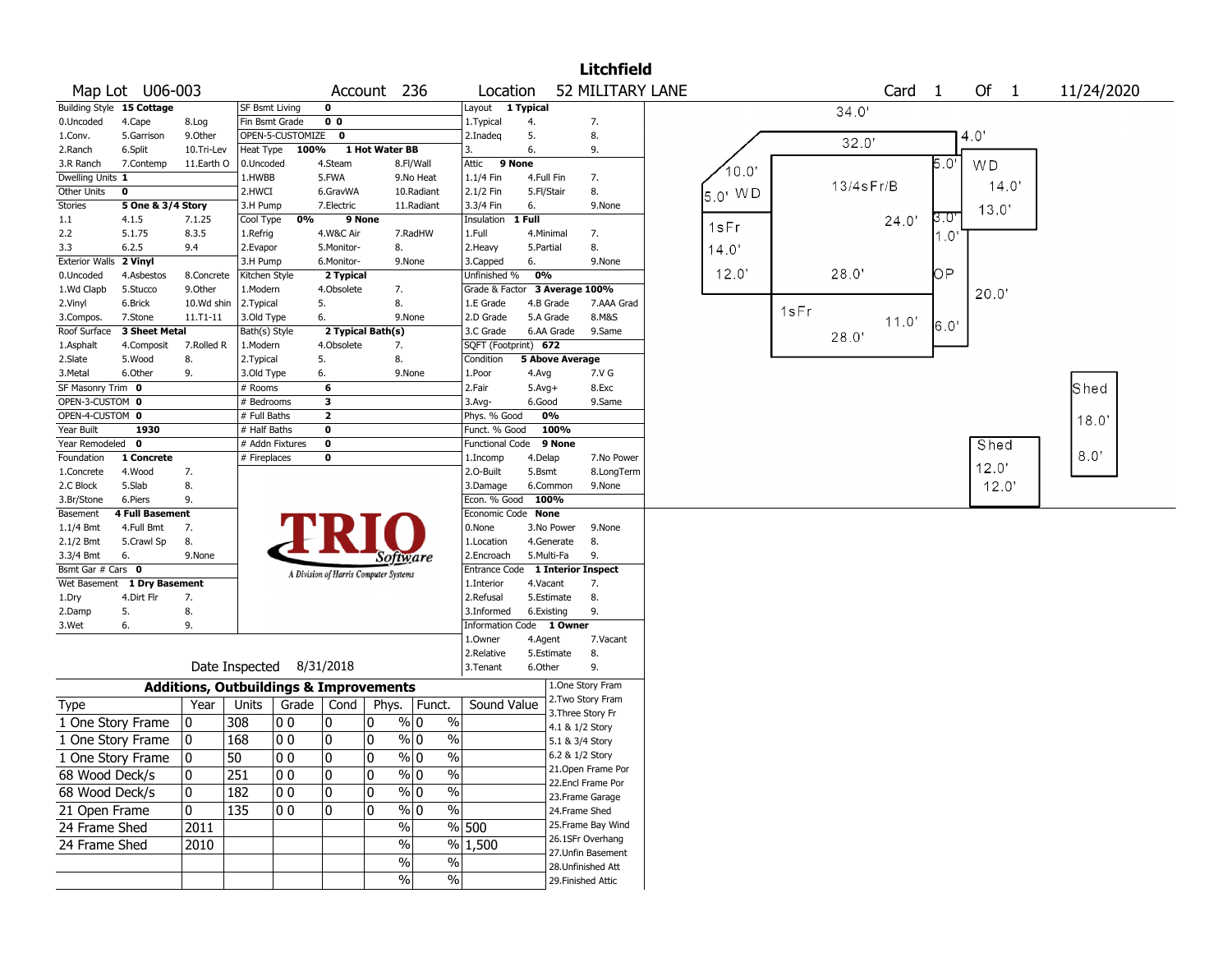# Litchfield

**Map Lot** U06-003 **Account** 236 **Location** 52 MILITARY LANE **Card** 1 **Of** 1 11/24/2020

| Building Style | 15 Cottage | | SF Bsmt Living | 0 | | Layout | 1 Typical | |
|---|---|---|---|---|---|---|---|---|
| 0.Uncoded | 4.Cape | 8.Log | Fin Bsmt Grade | 0 0 | | 1.Typical | 4. | 7. |
| 1.Conv. | 5.Garrison | 9.Other | OPEN-5-CUSTOMIZE | 0 | | 2.Inadeq | 5. | 8. |
| 2.Ranch | 6.Split | 10.Tri-Lev | Heat Type 100% | 1 Hot Water BB | | 3. | 6. | 9. |
| 3.R Ranch | 7.Contemp | 11.Earth O | 0.Uncoded | 4.Steam | 8.Fl/Wall | Attic | 9 None | |
| Dwelling Units | 1 | | 1.HWBB | 5.FWA | 9.No Heat | 1.1/4 Fin | 4.Full Fin | 7. |
| Other Units | 0 | | 2.HWCI | 6.GravWA | 10.Radiant | 2.1/2 Fin | 5.Fl/Stair | 8. |
| Stories | 5 One & 3/4 Story | | 3.H Pump | 7.Electric | 11.Radiant | 3.3/4 Fin | 6. | 9.None |
| 1.1 | 4.1.5 | 7.1.25 | Cool Type 0% | 9 None | | Insulation | 1 Full | |
| 2.2 | 5.1.75 | 8.3.5 | 1.Refrig | 4.W&C Air | 7.RadHW | 1.Full | 4.Minimal | 7. |
| 3.3 | 6.2.5 | 9.4 | 2.Evapor | 5.Monitor- | 8. | 2.Heavy | 5.Partial | 8. |
| Exterior Walls | 2 Vinyl | | 3.H Pump | 6.Monitor- | 9.None | 3.Capped | 6. | 9.None |
| 0.Uncoded | 4.Asbestos | 8.Concrete | Kitchen Style | 2 Typical | | Unfinished % | 0% | |
| 1.Wd Clapb | 5.Stucco | 9.Other | 1.Modern | 4.Obsolete | 7. | Grade & Factor | 3 Average 100% | |
| 2.Vinyl | 6.Brick | 10.Wd shin | 2.Typical | 5. | 8. | 1.E Grade | 4.B Grade | 7.AAA Grad |
| 3.Compos. | 7.Stone | 11.T1-11 | 3.Old Type | 6. | 9.None | 2.D Grade | 5.A Grade | 8.M&S |
| Roof Surface | 3 Sheet Metal | | Bath(s) Style | 2 Typical Bath(s) | | 3.C Grade | 6.AA Grade | 9.Same |
| 1.Asphalt | 4.Composit | 7.Rolled R | 1.Modern | 4.Obsolete | 7. | SQFT (Footprint) | 672 | |
| 2.Slate | 5.Wood | 8. | 2.Typical | 5. | 8. | Condition | 5 Above Average | |
| 3.Metal | 6.Other | 9. | 3.Old Type | 6. | 9.None | 1.Poor | 4.Avg | 7.V G |
| SF Masonry Trim | 0 | | # Rooms | 6 | | 2.Fair | 5.Avg+ | 8.Exc |
| OPEN-3-CUSTOM | 0 | | # Bedrooms | 3 | | 3.Avg- | 6.Good | 9.Same |
| OPEN-4-CUSTOM | 0 | | # Full Baths | 2 | | Phys. % Good | 0% | |
| Year Built | 1930 | | # Half Baths | 0 | | Funct. % Good | 100% | |
| Year Remodeled | 0 | | # Addn Fixtures | 0 | | Functional Code | 9 None | |
| Foundation | 1 Concrete | | # Fireplaces | 0 | | 1.Incomp | 4.Delap | 7.No Power |
| 1.Concrete | 4.Wood | 7. | | | | 2.O-Built | 5.Bsmt | 8.LongTerm |
| 2.C Block | 5.Slab | 8. | | | | 3.Damage | 6.Common | 9.None |
| 3.Br/Stone | 6.Piers | 9. | | | | Econ. % Good | 100% | |
| Basement | 4 Full Basement | | | | | Economic Code | None | |
| 1.1/4 Bmt | 4.Full Bmt | 7. | | | | 0.None | 3.No Power | 9.None |
| 2.1/2 Bmt | 5.Crawl Sp | 8. | | | | 1.Location | 4.Generate | 8. |
| 3.3/4 Bmt | 6. | 9.None | | | | 2.Encroach | 5.Multi-Fa | 9. |
| Bsmt Gar # Cars | 0 | | | | | Entrance Code | 1 Interior Inspect | |
| Wet Basement | 1 Dry Basement | | | | | 1.Interior | 4.Vacant | 7. |
| 1.Dry | 4.Dirt Flr | 7. | | | | 2.Refusal | 5.Estimate | 8. |
| 2.Damp | 5. | 8. | | | | 3.Informed | 6.Existing | 9. |
| 3.Wet | 6. | 9. | | | | Information Code | 1 Owner | |
| | | | | | | 1.Owner | 4.Agent | 7.Vacant |
| | | | | | | 2.Relative | 5.Estimate | 8. |
| | | | | | | 3.Tenant | 6.Other | 9. |

TRIO Software — A Division of Harris Computer Systems

Date Inspected 8/31/2018

## Additions, Outbuildings & Improvements

| Type | Year | Units | Grade | Cond | Phys. | Funct. | Sound Value |
|---|---|---|---|---|---|---|---|
| 1 One Story Frame | 0 | 308 | 0 0 | 0 | 0 % | 0 % | |
| 1 One Story Frame | 0 | 168 | 0 0 | 0 | 0 % | 0 % | |
| 1 One Story Frame | 0 | 50 | 0 0 | 0 | 0 % | 0 % | |
| 68 Wood Deck/s | 0 | 251 | 0 0 | 0 | 0 % | 0 % | |
| 68 Wood Deck/s | 0 | 182 | 0 0 | 0 | 0 % | 0 % | |
| 21 Open Frame | 0 | 135 | 0 0 | 0 | 0 % | 0 % | |
| 24 Frame Shed | 2011 | | | | % | % | 500 |
| 24 Frame Shed | 2010 | | | | % | % | 1,500 |
| | | | | | % | % | |
| | | | | | % | % | |

1.One Story Fram, 2.Two Story Fram, 3.Three Story Fr, 4.1 & 1/2 Story, 5.1 & 3/4 Story, 6.2 & 1/2 Story, 21.Open Frame Por, 22.Encl Frame Por, 23.Frame Garage, 24.Frame Shed, 25.Frame Bay Wind, 26.1SFr Overhang, 27.Unfin Basement, 28.Unfinished Att, 29.Finished Attic

Sketch labels: 34.0', 32.0', 4.0', 5.0', WD, 14.0', 13.0', 10.0', 5.0' WD, 13/4sFr/B, 24.0', 3.0', 1.0', 1sFr, 14.0', 12.0', 28.0', OP, 20.0', 1sFr, 11.0', 6.0', 28.0', Shed, 18.0', 8.0', Shed, 12.0', 12.0'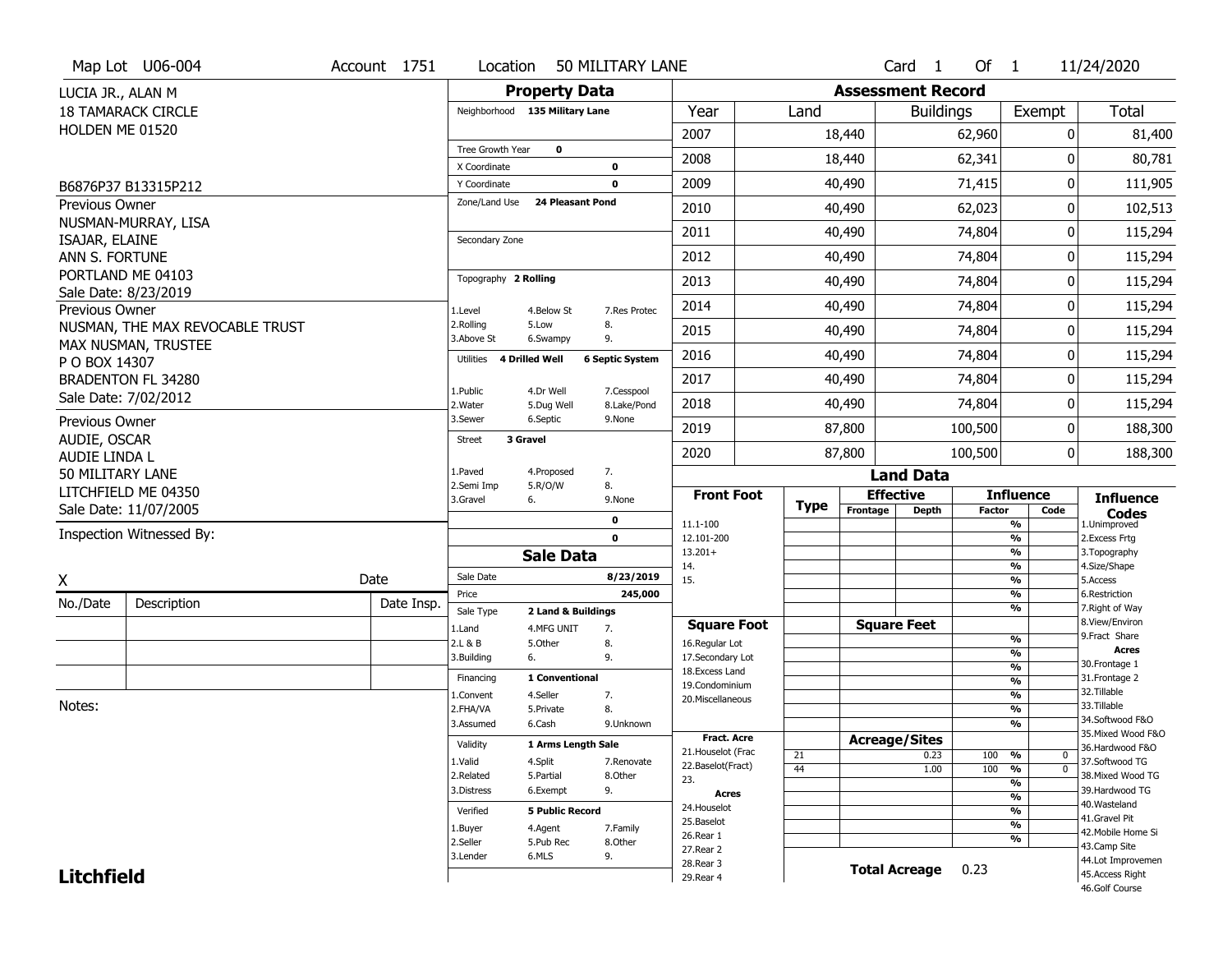Map Lot U06-004 | Account 1751 | Location 50 MILITARY LANE | Card 1 Of 1 | 11/24/2020

LUCIA JR., ALAN M
18 TAMARACK CIRCLE
HOLDEN ME 01520

B6876P37 B13315P212

Previous Owner
NUSMAN-MURRAY, LISA
ISAJAR, ELAINE
ANN S. FORTUNE
PORTLAND ME 04103
Sale Date: 8/23/2019

Previous Owner
NUSMAN, THE MAX REVOCABLE TRUST
MAX NUSMAN, TRUSTEE
P O BOX 14307
BRADENTON FL 34280
Sale Date: 7/02/2012

Previous Owner
AUDIE, OSCAR
AUDIE LINDA L
50 MILITARY LANE
LITCHFIELD ME 04350
Sale Date: 11/07/2005

Inspection Witnessed By:

X Date

| No./Date | Description | Date Insp. |
|---|---|---|
| | | |
| | | |
| | | |

Notes:

**Litchfield**

## Property Data

Neighborhood **135 Military Lane**

Tree Growth Year **0**
X Coordinate **0**
Y Coordinate **0**
Zone/Land Use **24 Pleasant Pond**
Secondary Zone

Topography **2 Rolling**
1.Level 4.Below St 7.Res Protec
2.Rolling 5.Low 8.
3.Above St 6.Swampy 9.

Utilities **4 Drilled Well** **6 Septic System**
1.Public 4.Dr Well 7.Cesspool
2.Water 5.Dug Well 8.Lake/Pond
3.Sewer 6.Septic 9.None

Street **3 Gravel**
1.Paved 4.Proposed 7.
2.Semi Imp 5.R/O/W 8.
3.Gravel 6. 9.None

0
0

## Sale Data

Sale Date **8/23/2019**
Price **245,000**
Sale Type **2 Land & Buildings**
1.Land 4.MFG UNIT 7.
2.L & B 5.Other 8.
3.Building 6. 9.

Financing **1 Conventional**
1.Convent 4.Seller 7.
2.FHA/VA 5.Private 8.
3.Assumed 6.Cash 9.Unknown

Validity **1 Arms Length Sale**
1.Valid 4.Split 7.Renovate
2.Related 5.Partial 8.Other
3.Distress 6.Exempt 9.

Verified **5 Public Record**
1.Buyer 4.Agent 7.Family
2.Seller 5.Pub Rec 8.Other
3.Lender 6.MLS 9.

## Assessment Record

| Year | Land | Buildings | Exempt | Total |
|---|---|---|---|---|
| 2007 | 18,440 | 62,960 | 0 | 81,400 |
| 2008 | 18,440 | 62,341 | 0 | 80,781 |
| 2009 | 40,490 | 71,415 | 0 | 111,905 |
| 2010 | 40,490 | 62,023 | 0 | 102,513 |
| 2011 | 40,490 | 74,804 | 0 | 115,294 |
| 2012 | 40,490 | 74,804 | 0 | 115,294 |
| 2013 | 40,490 | 74,804 | 0 | 115,294 |
| 2014 | 40,490 | 74,804 | 0 | 115,294 |
| 2015 | 40,490 | 74,804 | 0 | 115,294 |
| 2016 | 40,490 | 74,804 | 0 | 115,294 |
| 2017 | 40,490 | 74,804 | 0 | 115,294 |
| 2018 | 40,490 | 74,804 | 0 | 115,294 |
| 2019 | 87,800 | 100,500 | 0 | 188,300 |
| 2020 | 87,800 | 100,500 | 0 | 188,300 |

## Land Data

| Front Foot | Type | Effective Frontage | Effective Depth | Influence Factor | Influence Code |
|---|---|---|---|---|---|
| 11.1-100 | | | | % | |
| 12.101-200 | | | | % | |
| 13.201+ | | | | % | |
| 14. | | | | % | |
| 15. | | | | % | |
| | | | | % | |
| | | | | % | |
| **Square Foot** | | **Square Feet** | | | |
| 16.Regular Lot | | | | % | |
| 17.Secondary Lot | | | | % | |
| 18.Excess Land | | | | % | |
| 19.Condominium | | | | % | |
| 20.Miscellaneous | | | | % | |
| | | | | % | |
| | | | | % | |
| **Fract. Acre** | | **Acreage/Sites** | | | |
| 21.Houselot (Frac | 21 | | 0.23 | 100 % | 0 |
| 22.Baselot(Fract) | 44 | | 1.00 | 100 % | 0 |
| 23. | | | | % | |
| **Acres** | | | | % | |
| 24.Houselot | | | | % | |
| 25.Baselot | | | | % | |
| 26.Rear 1 | | | | % | |
| 27.Rear 2 | | | | | |
| 28.Rear 3 | | | | | |
| 29.Rear 4 | | | | | |

**Total Acreage** 0.23

**Influence Codes**
1.Unimproved
2.Excess Frtg
3.Topography
4.Size/Shape
5.Access
6.Restriction
7.Right of Way
8.View/Environ
9.Fract Share
**Acres**
30.Frontage 1
31.Frontage 2
32.Tillable
33.Tillable
34.Softwood F&O
35.Mixed Wood F&O
36.Hardwood F&O
37.Softwood TG
38.Mixed Wood TG
39.Hardwood TG
40.Wasteland
41.Gravel Pit
42.Mobile Home Si
43.Camp Site
44.Lot Improvemen
45.Access Right
46.Golf Course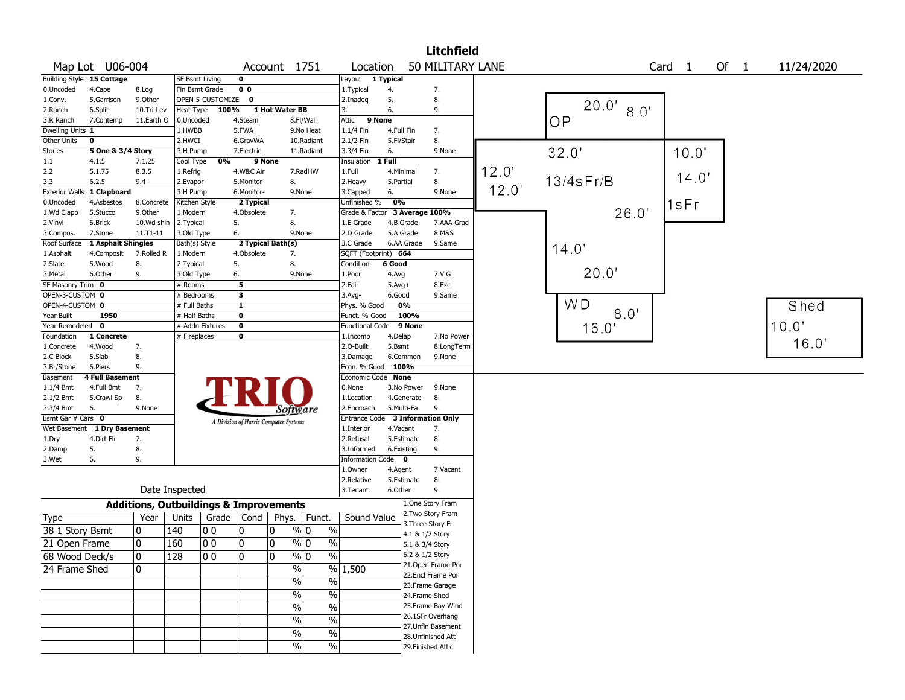# Litchfield

**Map Lot** U06-004 **Account** 1751 **Location** 50 MILITARY LANE **Card** 1 **Of** 1 11/24/2020

| Building Style | 15 Cottage | | SF Bsmt Living | 0 | | Layout | 1 Typical | |
|---|---|---|---|---|---|---|---|---|
| 0.Uncoded | 4.Cape | 8.Log | Fin Bsmt Grade | 0 0 | | 1.Typical | 4. | 7. |
| 1.Conv. | 5.Garrison | 9.Other | OPEN-5-CUSTOMIZE | 0 | | 2.Inadeq | 5. | 8. |
| 2.Ranch | 6.Split | 10.Tri-Lev | Heat Type | 100% | 1 Hot Water BB | 3. | 6. | 9. |
| 3.R Ranch | 7.Contemp | 11.Earth O | 0.Uncoded | 4.Steam | 8.Fl/Wall | Attic | 9 None | |
| Dwelling Units | 1 | | 1.HWBB | 5.FWA | 9.No Heat | 1.1/4 Fin | 4.Full Fin | 7. |
| Other Units | 0 | | 2.HWCI | 6.GravWA | 10.Radiant | 2.1/2 Fin | 5.Fl/Stair | 8. |
| Stories | 5 One & 3/4 Story | | 3.H Pump | 7.Electric | 11.Radiant | 3.3/4 Fin | 6. | 9.None |
| 1.1 | 4.1.5 | 7.1.25 | Cool Type | 0% | 9 None | Insulation | 1 Full | |
| 2.2 | 5.1.75 | 8.3.5 | 1.Refrig | 4.W&C Air | 7.RadHW | 1.Full | 4.Minimal | 7. |
| 3.3 | 6.2.5 | 9.4 | 2.Evapor | 5.Monitor- | 8. | 2.Heavy | 5.Partial | 8. |
| Exterior Walls | 1 Clapboard | | 3.H Pump | 6.Monitor- | 9.None | 3.Capped | 6. | 9.None |
| 0.Uncoded | 4.Asbestos | 8.Concrete | Kitchen Style | 2 Typical | | Unfinished % | 0% | |
| 1.Wd Clapb | 5.Stucco | 9.Other | 1.Modern | 4.Obsolete | 7. | Grade & Factor | 3 Average 100% | |
| 2.Vinyl | 6.Brick | 10.Wd shin | 2.Typical | 5. | 8. | 1.E Grade | 4.B Grade | 7.AAA Grad |
| 3.Compos. | 7.Stone | 11.T1-11 | 3.Old Type | 6. | 9.None | 2.D Grade | 5.A Grade | 8.M&S |
| Roof Surface | 1 Asphalt Shingles | | Bath(s) Style | 2 Typical Bath(s) | | 3.C Grade | 6.AA Grade | 9.Same |
| 1.Asphalt | 4.Composit | 7.Rolled R | 1.Modern | 4.Obsolete | 7. | SQFT (Footprint) | 664 | |
| 2.Slate | 5.Wood | 8. | 2.Typical | 5. | 8. | Condition | 6 Good | |
| 3.Metal | 6.Other | 9. | 3.Old Type | 6. | 9.None | 1.Poor | 4.Avg | 7.V G |
| SF Masonry Trim | 0 | | # Rooms | 5 | | 2.Fair | 5.Avg+ | 8.Exc |
| OPEN-3-CUSTOM | 0 | | # Bedrooms | 3 | | 3.Avg- | 6.Good | 9.Same |
| OPEN-4-CUSTOM | 0 | | # Full Baths | 1 | | Phys. % Good | 0% | |
| Year Built | 1950 | | # Half Baths | 0 | | Funct. % Good | 100% | |
| Year Remodeled | 0 | | # Addn Fixtures | 0 | | Functional Code | 9 None | |
| Foundation | 1 Concrete | | # Fireplaces | 0 | | 1.Incomp | 4.Delap | 7.No Power |
| 1.Concrete | 4.Wood | 7. | | | | 2.O-Built | 5.Bsmt | 8.LongTerm |
| 2.C Block | 5.Slab | 8. | | | | 3.Damage | 6.Common | 9.None |
| 3.Br/Stone | 6.Piers | 9. | | | | Econ. % Good | 100% | |
| Basement | 4 Full Basement | | | | | Economic Code | None | |
| 1.1/4 Bmt | 4.Full Bmt | 7. | | | | 0.None | 3.No Power | 9.None |
| 2.1/2 Bmt | 5.Crawl Sp | 8. | | | | 1.Location | 4.Generate | 8. |
| 3.3/4 Bmt | 6. | 9.None | | | | 2.Encroach | 5.Multi-Fa | 9. |
| Bsmt Gar # Cars | 0 | | | | | Entrance Code | 3 Information Only | |
| Wet Basement | 1 Dry Basement | | | | | 1.Interior | 4.Vacant | 7. |
| 1.Dry | 4.Dirt Flr | 7. | | | | 2.Refusal | 5.Estimate | 8. |
| 2.Damp | 5. | 8. | | | | 3.Informed | 6.Existing | 9. |
| 3.Wet | 6. | 9. | | | | Information Code | 0 | |
| | | | | | | 1.Owner | 4.Agent | 7.Vacant |
| | | | | | | 2.Relative | 5.Estimate | 8. |
| | Date Inspected | | | | | 3.Tenant | 6.Other | 9. |

TRIO Software — A Division of Harris Computer Systems

## Additions, Outbuildings & Improvements

| Type | Year | Units | Grade | Cond | Phys. | Funct. | Sound Value |
|---|---|---|---|---|---|---|---|
| 38 1 Story Bsmt | 0 | 140 | 0 0 | 0 | 0 % | 0 % | |
| 21 Open Frame | 0 | 160 | 0 0 | 0 | 0 % | 0 % | |
| 68 Wood Deck/s | 0 | 128 | 0 0 | 0 | 0 % | 0 % | |
| 24 Frame Shed | 0 | | | | % | % | 1,500 |
| | | | | | % | % | |
| | | | | | % | % | |
| | | | | | % | % | |
| | | | | | % | % | |
| | | | | | % | % | |
| | | | | | % | % | |
| | | | | | % | % | |

1.One Story Fram
2.Two Story Fram
3.Three Story Fr
4.1 & 1/2 Story
5.1 & 3/4 Story
6.2 & 1/2 Story
21.Open Frame Por
22.Encl Frame Por
23.Frame Garage
24.Frame Shed
25.Frame Bay Wind
26.1SFr Overhang
27.Unfin Basement
28.Unfinished Att
29.Finished Attic

Sketch labels: OP 20.0' 8.0'; 13/4sFr/B 32.0' 12.0' 12.0' 26.0' 14.0' 20.0'; 1sFr 10.0' 14.0'; WD 8.0' 16.0'; Shed 10.0' 16.0'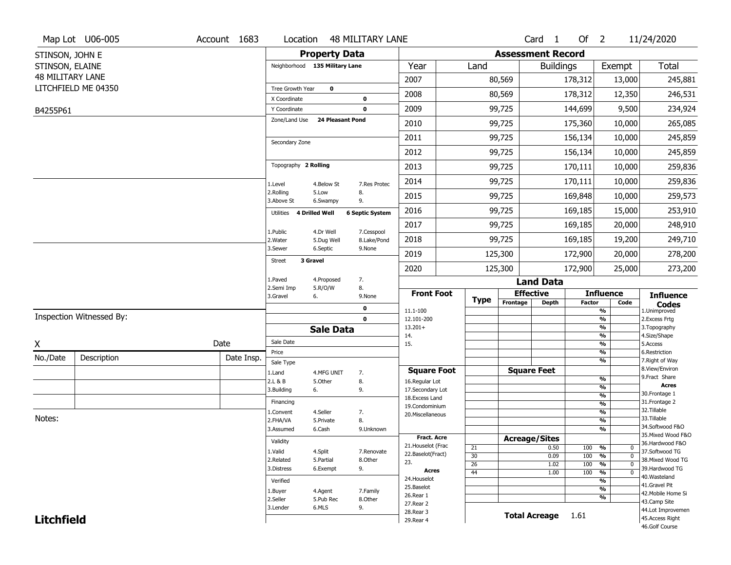Map Lot U06-005 | Account 1683 | Location 48 MILITARY LANE | Card 1 Of 2 | 11/24/2020

STINSON, JOHN E
STINSON, ELAINE
48 MILITARY LANE
LITCHFIELD ME 04350

B4255P61

## Property Data

Neighborhood 135 Military Lane

Tree Growth Year 0
X Coordinate 0
Y Coordinate 0
Zone/Land Use 24 Pleasant Pond

Secondary Zone

Topography 2 Rolling

| | | |
|---|---|---|
| 1.Level | 4.Below St | 7.Res Protec |
| 2.Rolling | 5.Low | 8. |
| 3.Above St | 6.Swampy | 9. |

Utilities 4 Drilled Well 6 Septic System

| | | |
|---|---|---|
| 1.Public | 4.Dr Well | 7.Cesspool |
| 2.Water | 5.Dug Well | 8.Lake/Pond |
| 3.Sewer | 6.Septic | 9.None |

Street 3 Gravel

| | | |
|---|---|---|
| 1.Paved | 4.Proposed | 7. |
| 2.Semi Imp | 5.R/O/W | 8. |
| 3.Gravel | 6. | 9.None |

0
0

## Sale Data

Sale Date
Price
Sale Type

| | | |
|---|---|---|
| 1.Land | 4.MFG UNIT | 7. |
| 2.L & B | 5.Other | 8. |
| 3.Building | 6. | 9. |

Financing

| | | |
|---|---|---|
| 1.Convent | 4.Seller | 7. |
| 2.FHA/VA | 5.Private | 8. |
| 3.Assumed | 6.Cash | 9.Unknown |

Validity

| | | |
|---|---|---|
| 1.Valid | 4.Split | 7.Renovate |
| 2.Related | 5.Partial | 8.Other |
| 3.Distress | 6.Exempt | 9. |

Verified

| | | |
|---|---|---|
| 1.Buyer | 4.Agent | 7.Family |
| 2.Seller | 5.Pub Rec | 8.Other |
| 3.Lender | 6.MLS | 9. |

## Assessment Record

| Year | Land | Buildings | Exempt | Total |
|---|---|---|---|---|
| 2007 | 80,569 | 178,312 | 13,000 | 245,881 |
| 2008 | 80,569 | 178,312 | 12,350 | 246,531 |
| 2009 | 99,725 | 144,699 | 9,500 | 234,924 |
| 2010 | 99,725 | 175,360 | 10,000 | 265,085 |
| 2011 | 99,725 | 156,134 | 10,000 | 245,859 |
| 2012 | 99,725 | 156,134 | 10,000 | 245,859 |
| 2013 | 99,725 | 170,111 | 10,000 | 259,836 |
| 2014 | 99,725 | 170,111 | 10,000 | 259,836 |
| 2015 | 99,725 | 169,848 | 10,000 | 259,573 |
| 2016 | 99,725 | 169,185 | 15,000 | 253,910 |
| 2017 | 99,725 | 169,185 | 20,000 | 248,910 |
| 2018 | 99,725 | 169,185 | 19,200 | 249,710 |
| 2019 | 125,300 | 172,900 | 20,000 | 278,200 |
| 2020 | 125,300 | 172,900 | 25,000 | 273,200 |

## Land Data

| Front Foot | Type | Effective Frontage | Effective Depth | Influence Factor | Influence Code |
|---|---|---|---|---|---|
| 11.1-100 | | | | % | |
| 12.101-200 | | | | % | |
| 13.201+ | | | | % | |
| 14. | | | | % | |
| 15. | | | | % | |
| | | | | % | |
| | | | | % | |

| Square Foot | Square Feet | | |
|---|---|---|---|
| 16.Regular Lot | | % | |
| 17.Secondary Lot | | % | |
| 18.Excess Land | | % | |
| 19.Condominium | | % | |
| 20.Miscellaneous | | % | |
| | | % | |
| | | % | |

| Fract. Acre / Acres | Type | Acreage/Sites | Factor | Code |
|---|---|---|---|---|
| 21.Houselot (Frac | 21 | 0.50 | 100 % | 0 |
| 22.Baselot(Fract) | 30 | 0.09 | 100 % | 0 |
| 23. | 26 | 1.02 | 100 % | 0 |
| 24.Houselot | 44 | 1.00 | 100 % | 0 |
| 25.Baselot | | | % | |
| 26.Rear 1 | | | % | |
| 27.Rear 2 | | | % | |
| 28.Rear 3 | | | | |
| 29.Rear 4 | | | | |

Total Acreage 1.61

Influence Codes: 1.Unimproved, 2.Excess Frtg, 3.Topography, 4.Size/Shape, 5.Access, 6.Restriction, 7.Right of Way, 8.View/Environ, 9.Fract Share

Acres: 30.Frontage 1, 31.Frontage 2, 32.Tillable, 33.Tillable, 34.Softwood F&O, 35.Mixed Wood F&O, 36.Hardwood F&O, 37.Softwood TG, 38.Mixed Wood TG, 39.Hardwood TG, 40.Wasteland, 41.Gravel Pit, 42.Mobile Home Si, 43.Camp Site, 44.Lot Improvemen, 45.Access Right, 46.Golf Course

Inspection Witnessed By:

X &nbsp;&nbsp;&nbsp;&nbsp;&nbsp;&nbsp;&nbsp;&nbsp; Date

| No./Date | Description | Date Insp. |
|---|---|---|
| | | |
| | | |
| | | |

Notes:

**Litchfield**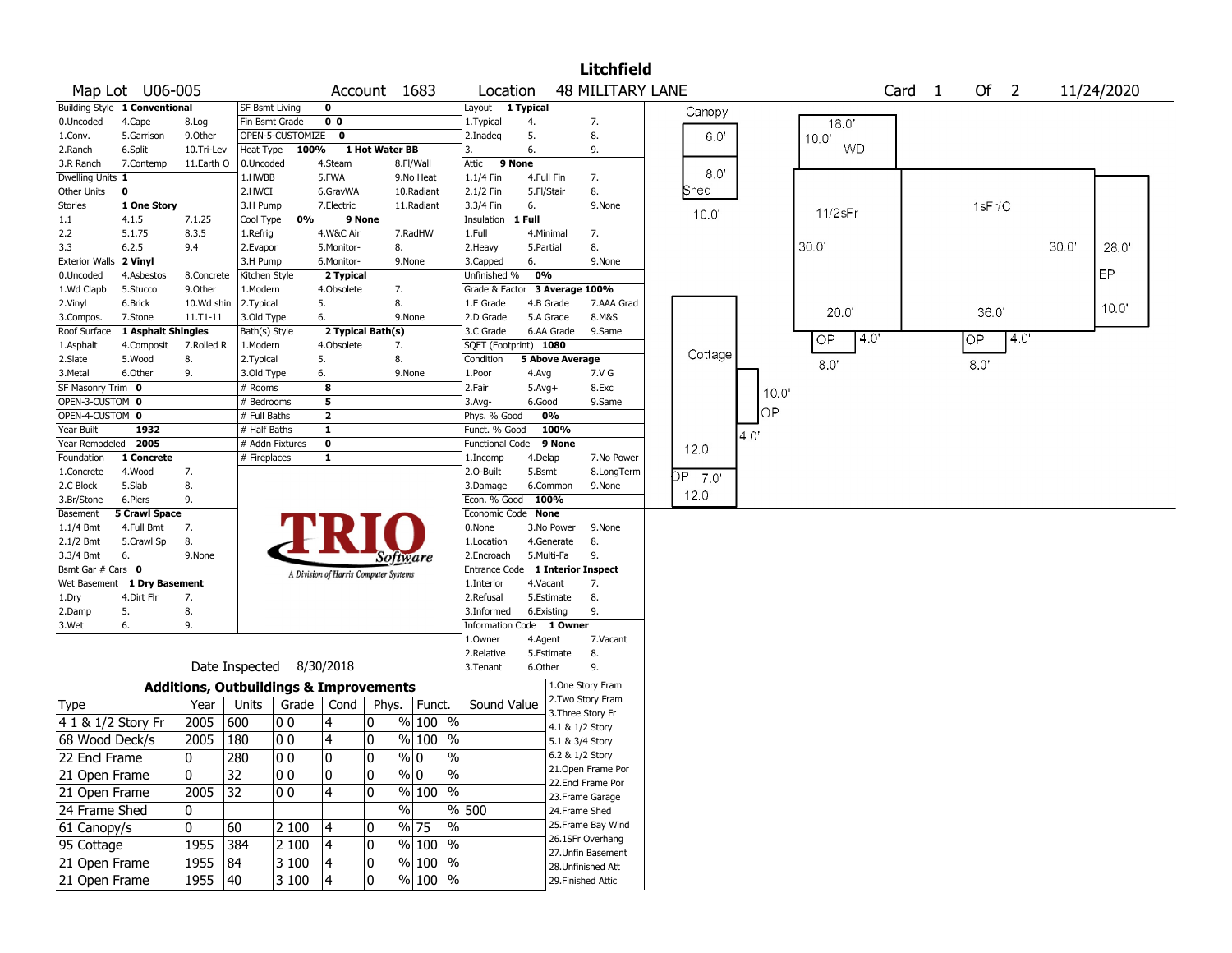# Litchfield

Map Lot U06-005 | Account 1683 | Location 48 MILITARY LANE | Card 1 Of 2 | 11/24/2020

| | | | | | | | | | | | |
|---|---|---|---|---|---|---|---|---|---|---|---|
| Building Style | 1 Conventional | | SF Bsmt Living | 0 | | | Layout | 1 Typical | | | |
| 0.Uncoded | 4.Cape | 8.Log | Fin Bsmt Grade | 0 0 | | | 1.Typical | 4. | 7. | | |
| 1.Conv. | 5.Garrison | 9.Other | OPEN-5-CUSTOMIZE | 0 | | | 2.Inadeq | 5. | 8. | | |
| 2.Ranch | 6.Split | 10.Tri-Lev | Heat Type | 100% | 1 Hot Water BB | | 3. | 6. | 9. | | |
| 3.R Ranch | 7.Contemp | 11.Earth O | 0.Uncoded | 4.Steam | 8.Fl/Wall | | Attic | 9 None | | | |
| Dwelling Units | 1 | | 1.HWBB | 5.FWA | 9.No Heat | | 1.1/4 Fin | 4.Full Fin | 7. | | |
| Other Units | 0 | | 2.HWCI | 6.GravWA | 10.Radiant | | 2.1/2 Fin | 5.Fl/Stair | 8. | | |
| Stories | 1 One Story | | 3.H Pump | 7.Electric | 11.Radiant | | 3.3/4 Fin | 6. | 9.None | | |
| 1.1 | 4.1.5 | 7.1.25 | Cool Type | 0% | 9 None | | Insulation | 1 Full | | | |
| 2.2 | 5.1.75 | 8.3.5 | 1.Refrig | 4.W&C Air | 7.RadHW | | 1.Full | 4.Minimal | 7. | | |
| 3.3 | 6.2.5 | 9.4 | 2.Evapor | 5.Monitor- | 8. | | 2.Heavy | 5.Partial | 8. | | |
| Exterior Walls | 2 Vinyl | | 3.H Pump | 6.Monitor- | 9.None | | 3.Capped | 6. | 9.None | | |
| 0.Uncoded | 4.Asbestos | 8.Concrete | Kitchen Style | 2 Typical | | | Unfinished % | 0% | | | |
| 1.Wd Clapb | 5.Stucco | 9.Other | 1.Modern | 4.Obsolete | 7. | | Grade & Factor | 3 Average 100% | | | |
| 2.Vinyl | 6.Brick | 10.Wd shin | 2.Typical | 5. | 8. | | 1.E Grade | 4.B Grade | 7.AAA Grad | | |
| 3.Compos. | 7.Stone | 11.T1-11 | 3.Old Type | 6. | 9.None | | 2.D Grade | 5.A Grade | 8.M&S | | |
| Roof Surface | 1 Asphalt Shingles | | Bath(s) Style | 2 Typical Bath(s) | | | 3.C Grade | 6.AA Grade | 9.Same | | |
| 1.Asphalt | 4.Composit | 7.Rolled R | 1.Modern | 4.Obsolete | 7. | | SQFT (Footprint) | 1080 | | | |
| 2.Slate | 5.Wood | 8. | 2.Typical | 5. | 8. | | Condition | 5 Above Average | | | |
| 3.Metal | 6.Other | 9. | 3.Old Type | 6. | 9.None | | 1.Poor | 4.Avg | 7.V G | | |
| SF Masonry Trim | 0 | | # Rooms | 8 | | | 2.Fair | 5.Avg+ | 8.Exc | | |
| OPEN-3-CUSTOM | 0 | | # Bedrooms | 5 | | | 3.Avg- | 6.Good | 9.Same | | |
| OPEN-4-CUSTOM | 0 | | # Full Baths | 2 | | | Phys. % Good | 0% | | | |
| Year Built | 1932 | | # Half Baths | 1 | | | Funct. % Good | 100% | | | |
| Year Remodeled | 2005 | | # Addn Fixtures | 0 | | | Functional Code | 9 None | | | |
| Foundation | 1 Concrete | | # Fireplaces | 1 | | | 1.Incomp | 4.Delap | 7.No Power | | |
| 1.Concrete | 4.Wood | 7. | | | | | 2.O-Built | 5.Bsmt | 8.LongTerm | | |
| 2.C Block | 5.Slab | 8. | | | | | 3.Damage | 6.Common | 9.None | | |
| 3.Br/Stone | 6.Piers | 9. | | | | | Econ. % Good | 100% | | | |
| Basement | 5 Crawl Space | | | | | | Economic Code | None | | | |
| 1.1/4 Bmt | 4.Full Bmt | 7. | | | | | 0.None | 3.No Power | 9.None | | |
| 2.1/2 Bmt | 5.Crawl Sp | 8. | | | | | 1.Location | 4.Generate | 8. | | |
| 3.3/4 Bmt | 6. | 9.None | | | | | 2.Encroach | 5.Multi-Fa | 9. | | |
| Bsmt Gar # Cars | 0 | | | | | | Entrance Code | 1 Interior Inspect | | | |
| Wet Basement | 1 Dry Basement | | | | | | 1.Interior | 4.Vacant | 7. | | |
| 1.Dry | 4.Dirt Flr | 7. | | | | | 2.Refusal | 5.Estimate | 8. | | |
| 2.Damp | 5. | 8. | | | | | 3.Informed | 6.Existing | 9. | | |
| 3.Wet | 6. | 9. | | | | | Information Code | 1 Owner | | | |
| | | | | | | | 1.Owner | 4.Agent | 7.Vacant | | |
| | | | | | | | 2.Relative | 5.Estimate | 8. | | |
| Date Inspected | 8/30/2018 | | | | | | 3.Tenant | 6.Other | 9. | | |

TRIO Software — A Division of Harris Computer Systems

## Additions, Outbuildings & Improvements

| Type | Year | Units | Grade | Cond | Phys. | Funct. | Sound Value |
|---|---|---|---|---|---|---|---|
| 4 1 & 1/2 Story Fr | 2005 | 600 | 0 0 | 4 | 0 % | 100 % | |
| 68 Wood Deck/s | 2005 | 180 | 0 0 | 4 | 0 % | 100 % | |
| 22 Encl Frame | 0 | 280 | 0 0 | 0 | 0 % | 0 % | |
| 21 Open Frame | 0 | 32 | 0 0 | 0 | 0 % | 0 % | |
| 21 Open Frame | 2005 | 32 | 0 0 | 4 | 0 % | 100 % | |
| 24 Frame Shed | 0 | | | | % | % | 500 |
| 61 Canopy/s | 0 | 60 | 2 100 | 4 | 0 % | 75 % | |
| 95 Cottage | 1955 | 384 | 2 100 | 4 | 0 % | 100 % | |
| 21 Open Frame | 1955 | 84 | 3 100 | 4 | 0 % | 100 % | |
| 21 Open Frame | 1955 | 40 | 3 100 | 4 | 0 % | 100 % | |

1.One Story Fram
2.Two Story Fram
3.Three Story Fr
4.1 & 1/2 Story
5.1 & 3/4 Story
6.2 & 1/2 Story
21.Open Frame Por
22.Encl Frame Por
23.Frame Garage
24.Frame Shed
25.Frame Bay Wind
26.1SFr Overhang
27.Unfin Basement
28.Unfinished Att
29.Finished Attic

Sketch labels: Canopy 6.0' x 8.0'; Shed 10.0'; WD 18.0' x 10.0'; 11/2sFr 20.0' x 30.0'; 1sFr/C 36.0' x 30.0'; EP 28.0' x 10.0'; OP 4.0' x 8.0'; OP 4.0' x 8.0'; Cottage 12.0' x 12.0'; OP 10.0' x 4.0'; OP 7.0'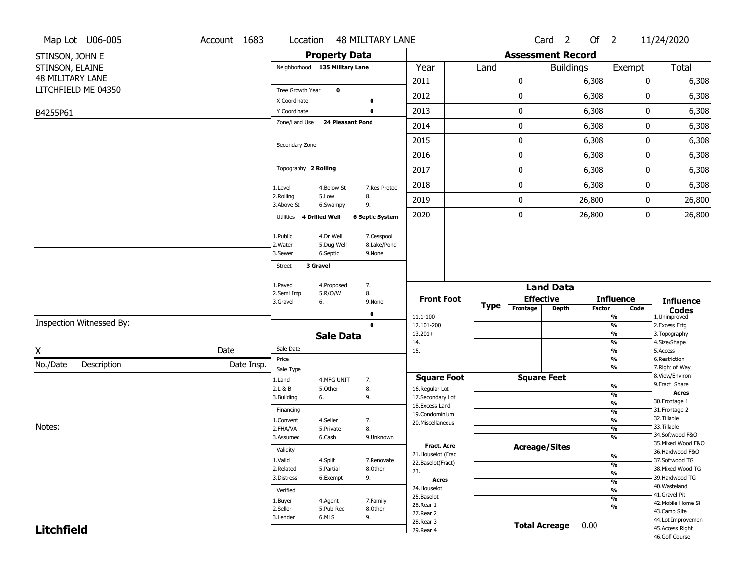Map Lot U06-005 | Account 1683 | Location 48 MILITARY LANE | Card 2 Of 2 | 11/24/2020

STINSON, JOHN E
STINSON, ELAINE
48 MILITARY LANE
LITCHFIELD ME 04350

B4255P61

## Property Data

Neighborhood **135 Military Lane**

Tree Growth Year **0**
X Coordinate **0**
Y Coordinate **0**
Zone/Land Use **24 Pleasant Pond**

Secondary Zone

Topography **2 Rolling**

| | | |
|---|---|---|
| 1.Level | 4.Below St | 7.Res Protec |
| 2.Rolling | 5.Low | 8. |
| 3.Above St | 6.Swampy | 9. |

Utilities **4 Drilled Well** **6 Septic System**

| | | |
|---|---|---|
| 1.Public | 4.Dr Well | 7.Cesspool |
| 2.Water | 5.Dug Well | 8.Lake/Pond |
| 3.Sewer | 6.Septic | 9.None |

Street **3 Gravel**

| | | |
|---|---|---|
| 1.Paved | 4.Proposed | 7. |
| 2.Semi Imp | 5.R/O/W | 8. |
| 3.Gravel | 6. | 9.None |

0
0

## Assessment Record

| Year | Land | Buildings | Exempt | Total |
|---|---|---|---|---|
| 2011 | 0 | 6,308 | 0 | 6,308 |
| 2012 | 0 | 6,308 | 0 | 6,308 |
| 2013 | 0 | 6,308 | 0 | 6,308 |
| 2014 | 0 | 6,308 | 0 | 6,308 |
| 2015 | 0 | 6,308 | 0 | 6,308 |
| 2016 | 0 | 6,308 | 0 | 6,308 |
| 2017 | 0 | 6,308 | 0 | 6,308 |
| 2018 | 0 | 6,308 | 0 | 6,308 |
| 2019 | 0 | 26,800 | 0 | 26,800 |
| 2020 | 0 | 26,800 | 0 | 26,800 |

Inspection Witnessed By:

X Date

| No./Date | Description | Date Insp. |
|---|---|---|
| | | |
| | | |
| | | |

Notes:

## Sale Data

Sale Date
Price
Sale Type

| | | |
|---|---|---|
| 1.Land | 4.MFG UNIT | 7. |
| 2.L & B | 5.Other | 8. |
| 3.Building | 6. | 9. |

Financing

| | | |
|---|---|---|
| 1.Convent | 4.Seller | 7. |
| 2.FHA/VA | 5.Private | 8. |
| 3.Assumed | 6.Cash | 9.Unknown |

Validity

| | | |
|---|---|---|
| 1.Valid | 4.Split | 7.Renovate |
| 2.Related | 5.Partial | 8.Other |
| 3.Distress | 6.Exempt | 9. |

Verified

| | | |
|---|---|---|
| 1.Buyer | 4.Agent | 7.Family |
| 2.Seller | 5.Pub Rec | 8.Other |
| 3.Lender | 6.MLS | 9. |

## Land Data

**Front Foot**: 11.1-100, 12.101-200, 13.201+, 14., 15.

**Square Foot**: 16.Regular Lot, 17.Secondary Lot, 18.Excess Land, 19.Condominium, 20.Miscellaneous

**Fract. Acre**: 21.Houselot (Frac, 22.Baselot(Fract), 23.

**Acres**: 24.Houselot, 25.Baselot, 26.Rear 1, 27.Rear 2, 28.Rear 3, 29.Rear 4

| Type | Effective Frontage | Effective Depth | Influence Factor | Influence Code |
|---|---|---|---|---|
| | | | % | |

**Total Acreage** 0.00

**Influence Codes**: 1.Unimproved, 2.Excess Frtg, 3.Topography, 4.Size/Shape, 5.Access, 6.Restriction, 7.Right of Way, 8.View/Environ, 9.Fract Share

**Acres**: 30.Frontage 1, 31.Frontage 2, 32.Tillable, 33.Tillable, 34.Softwood F&O, 35.Mixed Wood F&O, 36.Hardwood F&O, 37.Softwood TG, 38.Mixed Wood TG, 39.Hardwood TG, 40.Wasteland, 41.Gravel Pit, 42.Mobile Home Si, 43.Camp Site, 44.Lot Improvemen, 45.Access Right, 46.Golf Course

**Litchfield**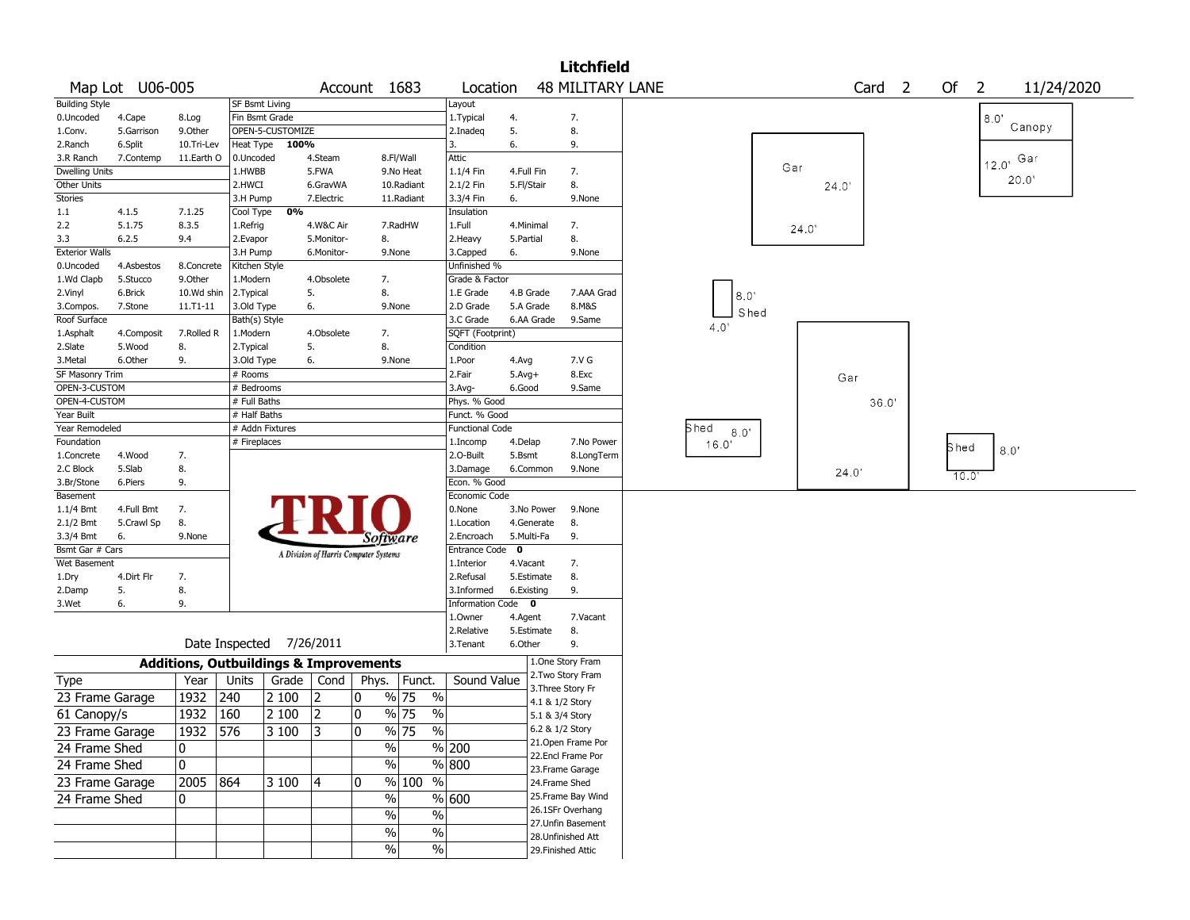# Litchfield

**Map Lot** U06-005 **Account** 1683 **Location** 48 MILITARY LANE **Card** 2 **Of** 2 11/24/2020

| Building Style | | | SF Bsmt Living | | | Layout | | |
|---|---|---|---|---|---|---|---|---|
| 0.Uncoded | 4.Cape | 8.Log | Fin Bsmt Grade | | | 1.Typical | 4. | 7. |
| 1.Conv. | 5.Garrison | 9.Other | OPEN-5-CUSTOMIZE | | | 2.Inadeq | 5. | 8. |
| 2.Ranch | 6.Split | 10.Tri-Lev | Heat Type 100% | | | 3. | 6. | 9. |
| 3.R Ranch | 7.Contemp | 11.Earth O | 0.Uncoded | 4.Steam | 8.Fl/Wall | Attic | | |
| Dwelling Units | | | 1.HWBB | 5.FWA | 9.No Heat | 1.1/4 Fin | 4.Full Fin | 7. |
| Other Units | | | 2.HWCI | 6.GravWA | 10.Radiant | 2.1/2 Fin | 5.Fl/Stair | 8. |
| Stories | | | 3.H Pump | 7.Electric | 11.Radiant | 3.3/4 Fin | 6. | 9.None |
| 1.1 | 4.1.5 | 7.1.25 | Cool Type 0% | | | Insulation | | |
| 2.2 | 5.1.75 | 8.3.5 | 1.Refrig | 4.W&C Air | 7.RadHW | 1.Full | 4.Minimal | 7. |
| 3.3 | 6.2.5 | 9.4 | 2.Evapor | 5.Monitor- | 8. | 2.Heavy | 5.Partial | 8. |
| Exterior Walls | | | 3.H Pump | 6.Monitor- | 9.None | 3.Capped | 6. | 9.None |
| 0.Uncoded | 4.Asbestos | 8.Concrete | Kitchen Style | | | Unfinished % | | |
| 1.Wd Clapb | 5.Stucco | 9.Other | 1.Modern | 4.Obsolete | 7. | Grade & Factor | | |
| 2.Vinyl | 6.Brick | 10.Wd shin | 2.Typical | 5. | 8. | 1.E Grade | 4.B Grade | 7.AAA Grad |
| 3.Compos. | 7.Stone | 11.T1-11 | 3.Old Type | 6. | 9.None | 2.D Grade | 5.A Grade | 8.M&S |
| Roof Surface | | | Bath(s) Style | | | 3.C Grade | 6.AA Grade | 9.Same |
| 1.Asphalt | 4.Composit | 7.Rolled R | 1.Modern | 4.Obsolete | 7. | SQFT (Footprint) | | |
| 2.Slate | 5.Wood | 8. | 2.Typical | 5. | 8. | Condition | | |
| 3.Metal | 6.Other | 9. | 3.Old Type | 6. | 9.None | 1.Poor | 4.Avg | 7.V G |
| SF Masonry Trim | | | # Rooms | | | 2.Fair | 5.Avg+ | 8.Exc |
| OPEN-3-CUSTOM | | | # Bedrooms | | | 3.Avg- | 6.Good | 9.Same |
| OPEN-4-CUSTOM | | | # Full Baths | | | Phys. % Good | | |
| Year Built | | | # Half Baths | | | Funct. % Good | | |
| Year Remodeled | | | # Addn Fixtures | | | Functional Code | | |
| Foundation | | | # Fireplaces | | | 1.Incomp | 4.Delap | 7.No Power |
| 1.Concrete | 4.Wood | 7. | | | | 2.O-Built | 5.Bsmt | 8.LongTerm |
| 2.C Block | 5.Slab | 8. | | | | 3.Damage | 6.Common | 9.None |
| 3.Br/Stone | 6.Piers | 9. | | | | Econ. % Good | | |
| Basement | | | | | | Economic Code | | |
| 1.1/4 Bmt | 4.Full Bmt | 7. | | | | 0.None | 3.No Power | 9.None |
| 2.1/2 Bmt | 5.Crawl Sp | 8. | | | | 1.Location | 4.Generate | 8. |
| 3.3/4 Bmt | 6. | 9.None | | | | 2.Encroach | 5.Multi-Fa | 9. |
| Bsmt Gar # Cars | | | | | | Entrance Code 0 | | |
| Wet Basement | | | | | | 1.Interior | 4.Vacant | 7. |
| 1.Dry | 4.Dirt Flr | 7. | | | | 2.Refusal | 5.Estimate | 8. |
| 2.Damp | 5. | 8. | | | | 3.Informed | 6.Existing | 9. |
| 3.Wet | 6. | 9. | | | | Information Code 0 | | |
| | | | | | | 1.Owner | 4.Agent | 7.Vacant |
| | | | | | | 2.Relative | 5.Estimate | 8. |
| Date Inspected 7/26/2011 | | | | | | 3.Tenant | 6.Other | 9. |

TRIO Software — A Division of Harris Computer Systems

## Additions, Outbuildings & Improvements

| Type | Year | Units | Grade | Cond | Phys. | Funct. | Sound Value |
|---|---|---|---|---|---|---|---|
| 23 Frame Garage | 1932 | 240 | 2 100 | 2 | 0 % | 75 % | |
| 61 Canopy/s | 1932 | 160 | 2 100 | 2 | 0 % | 75 % | |
| 23 Frame Garage | 1932 | 576 | 3 100 | 3 | 0 % | 75 % | |
| 24 Frame Shed | 0 | | | | % | % | 200 |
| 24 Frame Shed | 0 | | | | % | % | 800 |
| 23 Frame Garage | 2005 | 864 | 3 100 | 4 | 0 % | 100 % | |
| 24 Frame Shed | 0 | | | | % | % | 600 |
| | | | | | % | % | |
| | | | | | % | % | |
| | | | | | % | % | |

1.One Story Fram, 2.Two Story Fram, 3.Three Story Fr, 4.1 & 1/2 Story, 5.1 & 3/4 Story, 6.2 & 1/2 Story, 21.Open Frame Por, 22.Encl Frame Por, 23.Frame Garage, 24.Frame Shed, 25.Frame Bay Wind, 26.1SFr Overhang, 27.Unfin Basement, 28.Unfinished Att, 29.Finished Attic

Sketch labels: Canopy 8.0'; Gar 12.0' 20.0'; Gar 24.0' 24.0'; Shed 8.0' 4.0'; Gar 36.0' 24.0'; Shed 8.0' 16.0'; Shed 8.0' 10.0'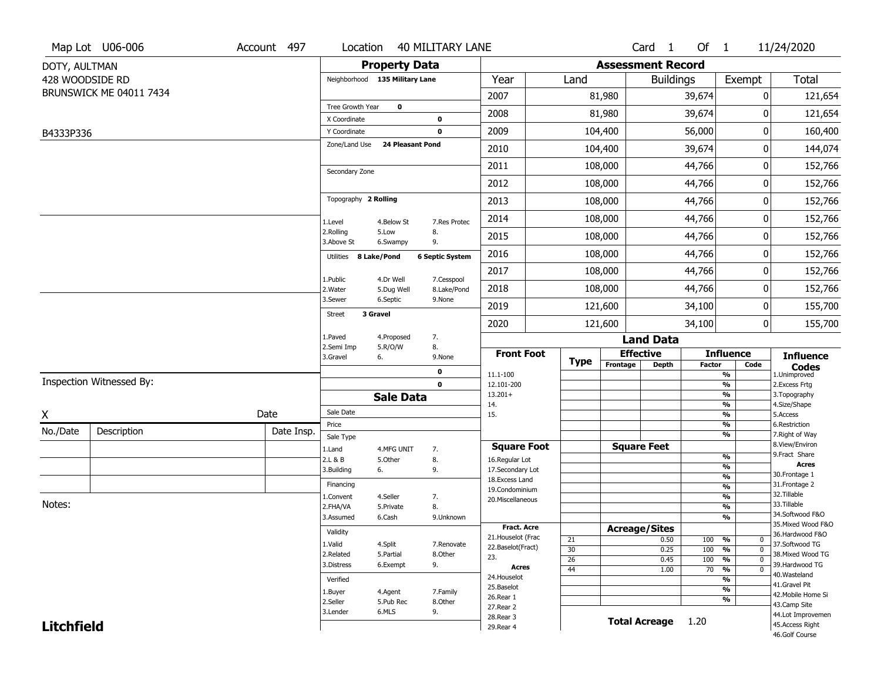Map Lot U06-006 | Account 497 | Location 40 MILITARY LANE | Card 1 Of 1 | 11/24/2020

DOTY, AULTMAN
428 WOODSIDE RD
BRUNSWICK ME 04011 7434

B4333P336

## Property Data

Neighborhood **135 Military Lane**

Tree Growth Year **0**
X Coordinate **0**
Y Coordinate **0**
Zone/Land Use **24 Pleasant Pond**

Secondary Zone

Topography **2 Rolling**

1.Level 4.Below St 7.Res Protec
2.Rolling 5.Low 8.
3.Above St 6.Swampy 9.

Utilities **8 Lake/Pond** **6 Septic System**

1.Public 4.Dr Well 7.Cesspool
2.Water 5.Dug Well 8.Lake/Pond
3.Sewer 6.Septic 9.None

Street **3 Gravel**

1.Paved 4.Proposed 7.
2.Semi Imp 5.R/O/W 8.
3.Gravel 6. 9.None

0
0

## Assessment Record

| Year | Land | Buildings | Exempt | Total |
|---|---|---|---|---|
| 2007 | 81,980 | 39,674 | 0 | 121,654 |
| 2008 | 81,980 | 39,674 | 0 | 121,654 |
| 2009 | 104,400 | 56,000 | 0 | 160,400 |
| 2010 | 104,400 | 39,674 | 0 | 144,074 |
| 2011 | 108,000 | 44,766 | 0 | 152,766 |
| 2012 | 108,000 | 44,766 | 0 | 152,766 |
| 2013 | 108,000 | 44,766 | 0 | 152,766 |
| 2014 | 108,000 | 44,766 | 0 | 152,766 |
| 2015 | 108,000 | 44,766 | 0 | 152,766 |
| 2016 | 108,000 | 44,766 | 0 | 152,766 |
| 2017 | 108,000 | 44,766 | 0 | 152,766 |
| 2018 | 108,000 | 44,766 | 0 | 152,766 |
| 2019 | 121,600 | 34,100 | 0 | 155,700 |
| 2020 | 121,600 | 34,100 | 0 | 155,700 |

Inspection Witnessed By:

X Date

| No./Date | Description | Date Insp. |
|---|---|---|
| | | |
| | | |
| | | |

Notes:

## Sale Data

Sale Date
Price
Sale Type
1.Land 4.MFG UNIT 7.
2.L & B 5.Other 8.
3.Building 6. 9.

Financing
1.Convent 4.Seller 7.
2.FHA/VA 5.Private 8.
3.Assumed 6.Cash 9.Unknown

Validity
1.Valid 4.Split 7.Renovate
2.Related 5.Partial 8.Other
3.Distress 6.Exempt 9.

Verified
1.Buyer 4.Agent 7.Family
2.Seller 5.Pub Rec 8.Other
3.Lender 6.MLS 9.

## Land Data

| Front Foot | Type | Effective Frontage | Effective Depth | Influence Factor | Influence Code |
|---|---|---|---|---|---|
| 11.1-100 | | | | % | |
| 12.101-200 | | | | % | |
| 13.201+ | | | | % | |
| 14. | | | | % | |
| 15. | | | | % | |
| | | | | % | |
| | | | | % | |

| Square Foot | | Square Feet | | |
|---|---|---|---|---|
| 16.Regular Lot | | | % | |
| 17.Secondary Lot | | | % | |
| 18.Excess Land | | | % | |
| 19.Condominium | | | % | |
| 20.Miscellaneous | | | % | |
| | | | % | |
| | | | % | |

| Fract. Acre | Type | Acreage/Sites | Factor | Code |
|---|---|---|---|---|
| 21.Houselot (Frac | 21 | 0.50 | 100 % | 0 |
| 22.Baselot(Fract) | 30 | 0.25 | 100 % | 0 |
| 23. | 26 | 0.45 | 100 % | 0 |
| **Acres** | 44 | 1.00 | 70 % | 0 |
| 24.Houselot | | | % | |
| 25.Baselot | | | % | |
| 26.Rear 1 | | | % | |
| 27.Rear 2 | | | | |
| 28.Rear 3 | | | | |
| 29.Rear 4 | | | | |

**Total Acreage** 1.20

### Influence Codes

1.Unimproved
2.Excess Frtg
3.Topography
4.Size/Shape
5.Access
6.Restriction
7.Right of Way
8.View/Environ
9.Fract Share
**Acres**
30.Frontage 1
31.Frontage 2
32.Tillable
33.Tillable
34.Softwood F&O
35.Mixed Wood F&O
36.Hardwood F&O
37.Softwood TG
38.Mixed Wood TG
39.Hardwood TG
40.Wasteland
41.Gravel Pit
42.Mobile Home Si
43.Camp Site
44.Lot Improvemen
45.Access Right
46.Golf Course

**Litchfield**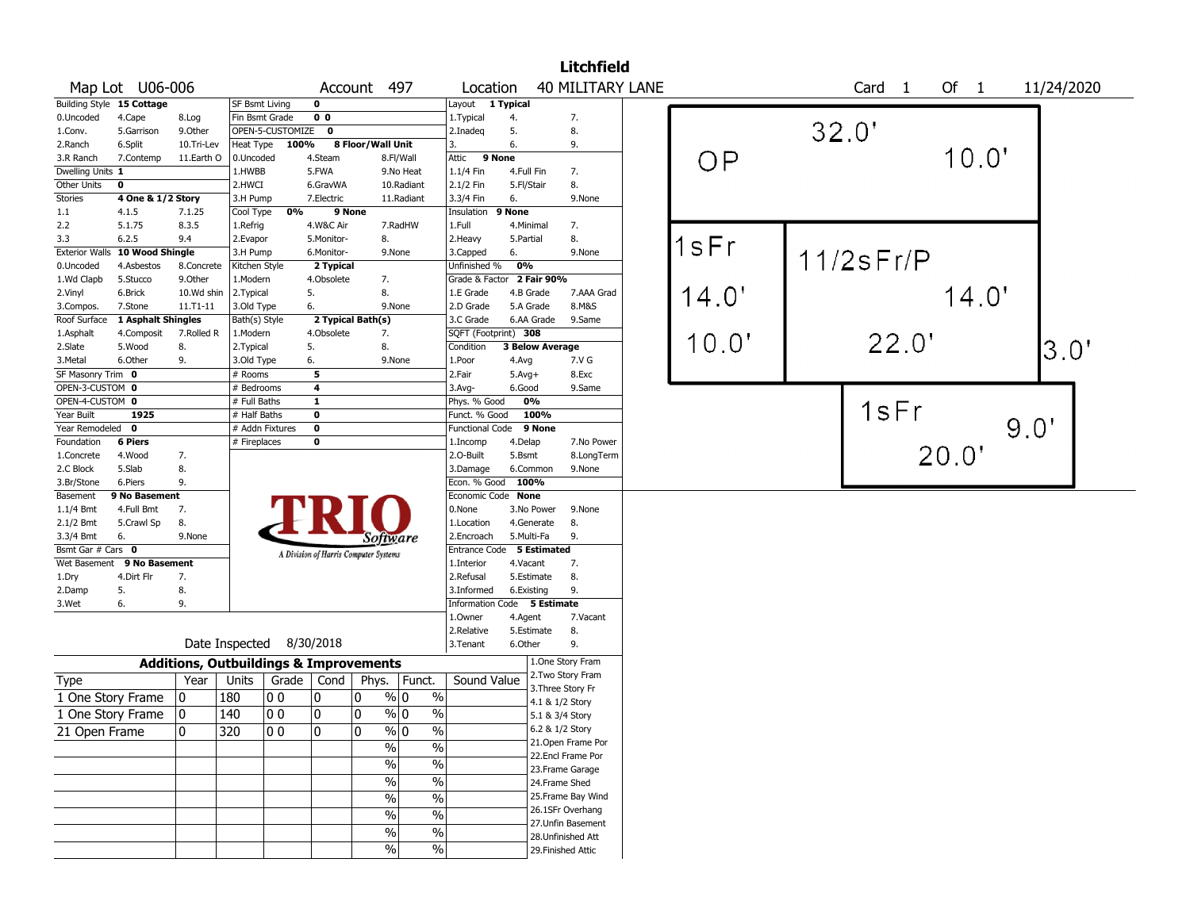# Litchfield

**Map Lot** U06-006 **Account** 497 **Location** 40 MILITARY LANE **Card** 1 **Of** 1 11/24/2020

| Building Style | 15 Cottage | | SF Bsmt Living | 0 | | Layout | 1 Typical | |
|---|---|---|---|---|---|---|---|---|
| 0.Uncoded | 4.Cape | 8.Log | Fin Bsmt Grade | 0 0 | | 1.Typical | 4. | 7. |
| 1.Conv. | 5.Garrison | 9.Other | OPEN-5-CUSTOMIZE | 0 | | 2.Inadeq | 5. | 8. |
| 2.Ranch | 6.Split | 10.Tri-Lev | Heat Type 100% | 8 Floor/Wall Unit | | 3. | 6. | 9. |
| 3.R Ranch | 7.Contemp | 11.Earth O | 0.Uncoded | 4.Steam | 8.Fl/Wall | Attic | 9 None | |
| Dwelling Units | 1 | | 1.HWBB | 5.FWA | 9.No Heat | 1.1/4 Fin | 4.Full Fin | 7. |
| Other Units | 0 | | 2.HWCI | 6.GravWA | 10.Radiant | 2.1/2 Fin | 5.Fl/Stair | 8. |
| Stories | 4 One & 1/2 Story | | 3.H Pump | 7.Electric | 11.Radiant | 3.3/4 Fin | 6. | 9.None |
| 1.1 | 4.1.5 | 7.1.25 | Cool Type 0% | 9 None | | Insulation | 9 None | |
| 2.2 | 5.1.75 | 8.3.5 | 1.Refrig | 4.W&C Air | 7.RadHW | 1.Full | 4.Minimal | 7. |
| 3.3 | 6.2.5 | 9.4 | 2.Evapor | 5.Monitor- | 8. | 2.Heavy | 5.Partial | 8. |
| Exterior Walls | 10 Wood Shingle | | 3.H Pump | 6.Monitor- | 9.None | 3.Capped | 6. | 9.None |
| 0.Uncoded | 4.Asbestos | 8.Concrete | Kitchen Style | 2 Typical | | Unfinished % | 0% | |
| 1.Wd Clapb | 5.Stucco | 9.Other | 1.Modern | 4.Obsolete | 7. | Grade & Factor | 2 Fair 90% | |
| 2.Vinyl | 6.Brick | 10.Wd shin | 2.Typical | 5. | 8. | 1.E Grade | 4.B Grade | 7.AAA Grad |
| 3.Compos. | 7.Stone | 11.T1-11 | 3.Old Type | 6. | 9.None | 2.D Grade | 5.A Grade | 8.M&S |
| Roof Surface | 1 Asphalt Shingles | | Bath(s) Style | 2 Typical Bath(s) | | 3.C Grade | 6.AA Grade | 9.Same |
| 1.Asphalt | 4.Composit | 7.Rolled R | 1.Modern | 4.Obsolete | 7. | SQFT (Footprint) | 308 | |
| 2.Slate | 5.Wood | 8. | 2.Typical | 5. | 8. | Condition | 3 Below Average | |
| 3.Metal | 6.Other | 9. | 3.Old Type | 6. | 9.None | 1.Poor | 4.Avg | 7.V G |
| SF Masonry Trim | 0 | | # Rooms | 5 | | 2.Fair | 5.Avg+ | 8.Exc |
| OPEN-3-CUSTOM | 0 | | # Bedrooms | 4 | | 3.Avg- | 6.Good | 9.Same |
| OPEN-4-CUSTOM | 0 | | # Full Baths | 1 | | Phys. % Good | 0% | |
| Year Built | 1925 | | # Half Baths | 0 | | Funct. % Good | 100% | |
| Year Remodeled | 0 | | # Addn Fixtures | 0 | | Functional Code | 9 None | |
| Foundation | 6 Piers | | # Fireplaces | 0 | | 1.Incomp | 4.Delap | 7.No Power |
| 1.Concrete | 4.Wood | 7. | | | | 2.O-Built | 5.Bsmt | 8.LongTerm |
| 2.C Block | 5.Slab | 8. | | | | 3.Damage | 6.Common | 9.None |
| 3.Br/Stone | 6.Piers | 9. | | | | Econ. % Good | 100% | |
| Basement | 9 No Basement | | | | | Economic Code | None | |
| 1.1/4 Bmt | 4.Full Bmt | 7. | | | | 0.None | 3.No Power | 9.None |
| 2.1/2 Bmt | 5.Crawl Sp | 8. | | | | 1.Location | 4.Generate | 8. |
| 3.3/4 Bmt | 6. | 9.None | | | | 2.Encroach | 5.Multi-Fa | 9. |
| Bsmt Gar # Cars | 0 | | | | | Entrance Code | 5 Estimated | |
| Wet Basement | 9 No Basement | | | | | 1.Interior | 4.Vacant | 7. |
| 1.Dry | 4.Dirt Flr | 7. | | | | 2.Refusal | 5.Estimate | 8. |
| 2.Damp | 5. | 8. | | | | 3.Informed | 6.Existing | 9. |
| 3.Wet | 6. | 9. | | | | Information Code | 5 Estimate | |
| | | | | | | 1.Owner | 4.Agent | 7.Vacant |
| | | | | | | 2.Relative | 5.Estimate | 8. |
| | | | | | | 3.Tenant | 6.Other | 9. |

TRIO Software — A Division of Harris Computer Systems

Date Inspected 8/30/2018

## Additions, Outbuildings & Improvements

| Type | Year | Units | Grade | Cond | Phys. | Funct. | Sound Value |
|---|---|---|---|---|---|---|---|
| 1 One Story Frame | 0 | 180 | 0 0 | 0 | 0 % | 0 % | |
| 1 One Story Frame | 0 | 140 | 0 0 | 0 | 0 % | 0 % | |
| 21 Open Frame | 0 | 320 | 0 0 | 0 | 0 % | 0 % | |
| | | | | | % | % | |
| | | | | | % | % | |
| | | | | | % | % | |
| | | | | | % | % | |
| | | | | | % | % | |
| | | | | | % | % | |
| | | | | | % | % | |

1.One Story Fram
2.Two Story Fram
3.Three Story Fr
4.1 & 1/2 Story
5.1 & 3/4 Story
6.2 & 1/2 Story
21.Open Frame Por
22.Encl Frame Por
23.Frame Garage
24.Frame Shed
25.Frame Bay Wind
26.1SFr Overhang
27.Unfin Basement
28.Unfinished Att
29.Finished Attic

Sketch: OP 32.0' × 10.0'; 1sFr 14.0' × 10.0'; 11/2sFr/P 22.0' × 14.0'; 3.0'; 1sFr 20.0' × 9.0'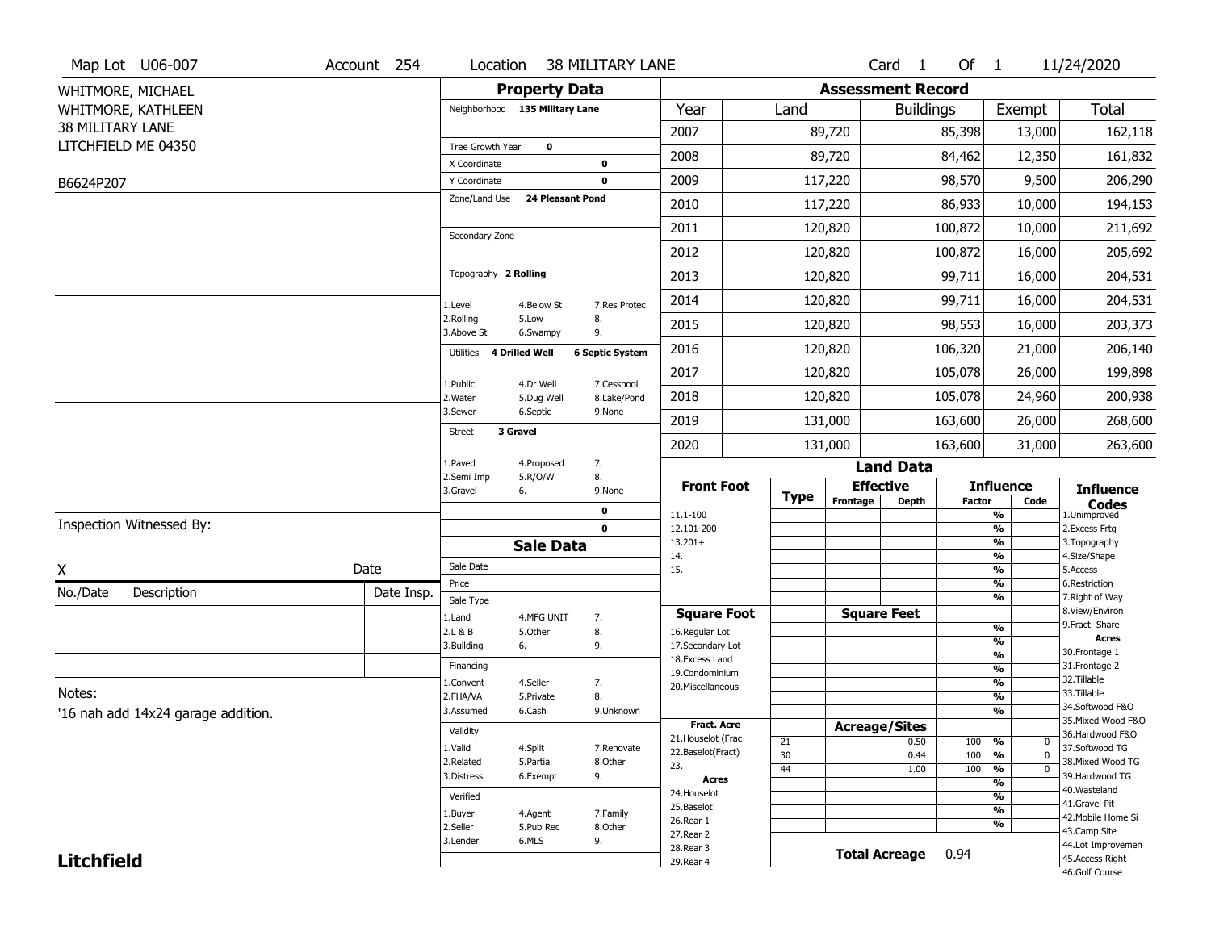Map Lot U06-007 | Account 254 | Location 38 MILITARY LANE | Card 1 Of 1 | 11/24/2020

WHITMORE, MICHAEL
WHITMORE, KATHLEEN
38 MILITARY LANE
LITCHFIELD ME 04350

B6624P207

## Property Data

Neighborhood 135 Military Lane

Tree Growth Year 0
X Coordinate 0
Y Coordinate 0
Zone/Land Use 24 Pleasant Pond

Secondary Zone

Topography 2 Rolling

1.Level 4.Below St 7.Res Protec
2.Rolling 5.Low 8.
3.Above St 6.Swampy 9.

Utilities 4 Drilled Well 6 Septic System

1.Public 4.Dr Well 7.Cesspool
2.Water 5.Dug Well 8.Lake/Pond
3.Sewer 6.Septic 9.None

Street 3 Gravel

1.Paved 4.Proposed 7.
2.Semi Imp 5.R/O/W 8.
3.Gravel 6. 9.None

0
0

## Assessment Record

| Year | Land | Buildings | Exempt | Total |
|---|---|---|---|---|
| 2007 | 89,720 | 85,398 | 13,000 | 162,118 |
| 2008 | 89,720 | 84,462 | 12,350 | 161,832 |
| 2009 | 117,220 | 98,570 | 9,500 | 206,290 |
| 2010 | 117,220 | 86,933 | 10,000 | 194,153 |
| 2011 | 120,820 | 100,872 | 10,000 | 211,692 |
| 2012 | 120,820 | 100,872 | 16,000 | 205,692 |
| 2013 | 120,820 | 99,711 | 16,000 | 204,531 |
| 2014 | 120,820 | 99,711 | 16,000 | 204,531 |
| 2015 | 120,820 | 98,553 | 16,000 | 203,373 |
| 2016 | 120,820 | 106,320 | 21,000 | 206,140 |
| 2017 | 120,820 | 105,078 | 26,000 | 199,898 |
| 2018 | 120,820 | 105,078 | 24,960 | 200,938 |
| 2019 | 131,000 | 163,600 | 26,000 | 268,600 |
| 2020 | 131,000 | 163,600 | 31,000 | 263,600 |

## Land Data

| Front Foot | Type | Effective Frontage | Effective Depth | Influence Factor | Influence Code |
|---|---|---|---|---|---|
| 11.1-100 | | | | % | |
| 12.101-200 | | | | % | |
| 13.201+ | | | | % | |
| 14. | | | | % | |
| 15. | | | | % | |
| | | | | % | |
| | | | | % | |

| Square Foot | Square Feet | Influence Factor | Influence Code |
|---|---|---|---|
| 16.Regular Lot | | % | |
| 17.Secondary Lot | | % | |
| 18.Excess Land | | % | |
| 19.Condominium | | % | |
| 20.Miscellaneous | | % | |
| | | % | |
| | | % | |

| Fract. Acre / Acres | Type | Acreage/Sites | Influence Factor | Influence Code |
|---|---|---|---|---|
| 21.Houselot (Frac | 21 | 0.50 | 100 % | 0 |
| 22.Baselot(Fract) | 30 | 0.44 | 100 % | 0 |
| 23. | 44 | 1.00 | 100 % | 0 |
| 24.Houselot | | | % | |
| 25.Baselot | | | % | |
| 26.Rear 1 | | | % | |
| 27.Rear 2 | | | % | |
| 28.Rear 3 | | | | |
| 29.Rear 4 | | | | |

Total Acreage 0.94

**Influence Codes**
1.Unimproved
2.Excess Frtg
3.Topography
4.Size/Shape
5.Access
6.Restriction
7.Right of Way
8.View/Environ
9.Fract Share

**Acres**
30.Frontage 1
31.Frontage 2
32.Tillable
33.Tillable
34.Softwood F&O
35.Mixed Wood F&O
36.Hardwood F&O
37.Softwood TG
38.Mixed Wood TG
39.Hardwood TG
40.Wasteland
41.Gravel Pit
42.Mobile Home Si
43.Camp Site
44.Lot Improvemen
45.Access Right
46.Golf Course

## Sale Data

Sale Date
Price
Sale Type
1.Land 4.MFG UNIT 7.
2.L & B 5.Other 8.
3.Building 6. 9.

Financing
1.Convent 4.Seller 7.
2.FHA/VA 5.Private 8.
3.Assumed 6.Cash 9.Unknown

Validity
1.Valid 4.Split 7.Renovate
2.Related 5.Partial 8.Other
3.Distress 6.Exempt 9.

Verified
1.Buyer 4.Agent 7.Family
2.Seller 5.Pub Rec 8.Other
3.Lender 6.MLS 9.

Inspection Witnessed By:

X Date

| No./Date | Description | Date Insp. |
|---|---|---|
| | | |
| | | |
| | | |

Notes:
'16 nah add 14x24 garage addition.

**Litchfield**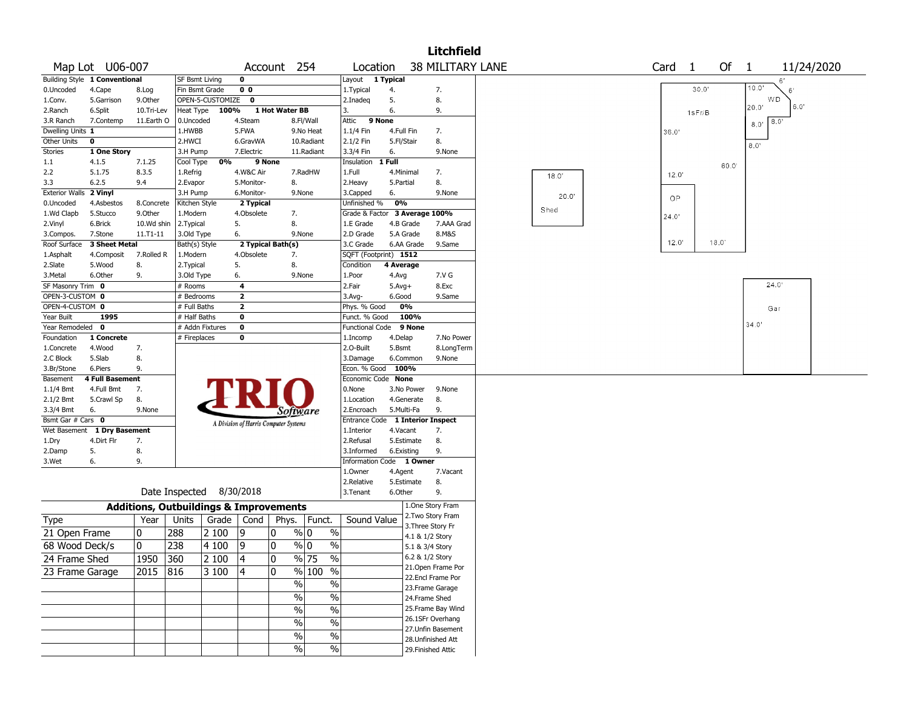# Litchfield

**Map Lot** U06-007 **Account** 254 **Location** 38 MILITARY LANE **Card** 1 **Of** 1 11/24/2020

| Building Style | 1 Conventional | | SF Bsmt Living | 0 | | | Layout | 1 Typical | |
|---|---|---|---|---|---|---|---|---|---|
| 0.Uncoded | 4.Cape | 8.Log | Fin Bsmt Grade | 0 0 | | | 1.Typical | 4. | 7. |
| 1.Conv. | 5.Garrison | 9.Other | OPEN-5-CUSTOMIZE | 0 | | | 2.Inadeq | 5. | 8. |
| 2.Ranch | 6.Split | 10.Tri-Lev | Heat Type 100% | 1 Hot Water BB | | | 3. | 6. | 9. |
| 3.R Ranch | 7.Contemp | 11.Earth O | 0.Uncoded | 4.Steam | 8.Fl/Wall | | Attic | 9 None | |
| Dwelling Units | 1 | | 1.HWBB | 5.FWA | 9.No Heat | | 1.1/4 Fin | 4.Full Fin | 7. |
| Other Units | 0 | | 2.HWCI | 6.GravWA | 10.Radiant | | 2.1/2 Fin | 5.Fl/Stair | 8. |
| Stories | 1 One Story | | 3.H Pump | 7.Electric | 11.Radiant | | 3.3/4 Fin | 6. | 9.None |
| 1.1 | 4.1.5 | 7.1.25 | Cool Type 0% | 9 None | | | Insulation | 1 Full | |
| 2.2 | 5.1.75 | 8.3.5 | 1.Refrig | 4.W&C Air | 7.RadHW | | 1.Full | 4.Minimal | 7. |
| 3.3 | 6.2.5 | 9.4 | 2.Evapor | 5.Monitor- | 8. | | 2.Heavy | 5.Partial | 8. |
| Exterior Walls | 2 Vinyl | | 3.H Pump | 6.Monitor- | 9.None | | 3.Capped | 6. | 9.None |
| 0.Uncoded | 4.Asbestos | 8.Concrete | Kitchen Style | 2 Typical | | | Unfinished % | 0% | |
| 1.Wd Clapb | 5.Stucco | 9.Other | 1.Modern | 4.Obsolete | 7. | | Grade & Factor | 3 Average 100% | |
| 2.Vinyl | 6.Brick | 10.Wd shin | 2.Typical | 5. | 8. | | 1.E Grade | 4.B Grade | 7.AAA Grad |
| 3.Compos. | 7.Stone | 11.T1-11 | 3.Old Type | 6. | 9.None | | 2.D Grade | 5.A Grade | 8.M&S |
| Roof Surface | 3 Sheet Metal | | Bath(s) Style | 2 Typical Bath(s) | | | 3.C Grade | 6.AA Grade | 9.Same |
| 1.Asphalt | 4.Composit | 7.Rolled R | 1.Modern | 4.Obsolete | 7. | | SQFT (Footprint) | 1512 | |
| 2.Slate | 5.Wood | 8. | 2.Typical | 5. | 8. | | Condition | 4 Average | |
| 3.Metal | 6.Other | 9. | 3.Old Type | 6. | 9.None | | 1.Poor | 4.Avg | 7.V G |
| SF Masonry Trim | 0 | | # Rooms | 4 | | | 2.Fair | 5.Avg+ | 8.Exc |
| OPEN-3-CUSTOM | 0 | | # Bedrooms | 2 | | | 3.Avg- | 6.Good | 9.Same |
| OPEN-4-CUSTOM | 0 | | # Full Baths | 2 | | | Phys. % Good | 0% | |
| Year Built | 1995 | | # Half Baths | 0 | | | Funct. % Good | 100% | |
| Year Remodeled | 0 | | # Addn Fixtures | 0 | | | Functional Code | 9 None | |
| Foundation | 1 Concrete | | # Fireplaces | 0 | | | 1.Incomp | 4.Delap | 7.No Power |
| 1.Concrete | 4.Wood | 7. | | | | | 2.O-Built | 5.Bsmt | 8.LongTerm |
| 2.C Block | 5.Slab | 8. | | | | | 3.Damage | 6.Common | 9.None |
| 3.Br/Stone | 6.Piers | 9. | | | | | Econ. % Good | 100% | |
| Basement | 4 Full Basement | | | | | | Economic Code | None | |
| 1.1/4 Bmt | 4.Full Bmt | 7. | | | | | 0.None | 3.No Power | 9.None |
| 2.1/2 Bmt | 5.Crawl Sp | 8. | | | | | 1.Location | 4.Generate | 8. |
| 3.3/4 Bmt | 6. | 9.None | | | | | 2.Encroach | 5.Multi-Fa | 9. |
| Bsmt Gar # Cars | 0 | | | | | | Entrance Code | 1 Interior Inspect | |
| Wet Basement | 1 Dry Basement | | | | | | 1.Interior | 4.Vacant | 7. |
| 1.Dry | 4.Dirt Flr | 7. | | | | | 2.Refusal | 5.Estimate | 8. |
| 2.Damp | 5. | 8. | | | | | 3.Informed | 6.Existing | 9. |
| 3.Wet | 6. | 9. | | | | | Information Code | 1 Owner | |
| | | | | | | | 1.Owner | 4.Agent | 7.Vacant |
| | | | | | | | 2.Relative | 5.Estimate | 8. |
| | | | | | | | 3.Tenant | 6.Other | 9. |

Date Inspected 8/30/2018

## Additions, Outbuildings & Improvements

| Type | Year | Units | Grade | Cond | Phys. | Funct. | Sound Value |
|---|---|---|---|---|---|---|---|
| 21 Open Frame | 0 | 288 | 2 100 | 9 | 0 % | 0 % | |
| 68 Wood Deck/s | 0 | 238 | 4 100 | 9 | 0 % | 0 % | |
| 24 Frame Shed | 1950 | 360 | 2 100 | 4 | 0 % | 75 % | |
| 23 Frame Garage | 2015 | 816 | 3 100 | 4 | 0 % | 100 % | |
| | | | | | % | % | |
| | | | | | % | % | |
| | | | | | % | % | |
| | | | | | % | % | |
| | | | | | % | % | |
| | | | | | % | % | |

1.One Story Fram
2.Two Story Fram
3.Three Story Fr
4.1 & 1/2 Story
5.1 & 3/4 Story
6.2 & 1/2 Story
21.Open Frame Por
22.Encl Frame Por
23.Frame Garage
24.Frame Shed
25.Frame Bay Wind
26.1SFr Overhang
27.Unfin Basement
28.Unfinished Att
29.Finished Attic

Sketch labels: 30.0' 1sFr/B 36.0' 60.0' 12.0' OP 24.0' 12.0' 18.0' 10.0' 6' 6' WD 20.0' 6.0' 8.0' 8.0' 8.0' 18.0' 20.0' Shed 24.0' Gar 34.0'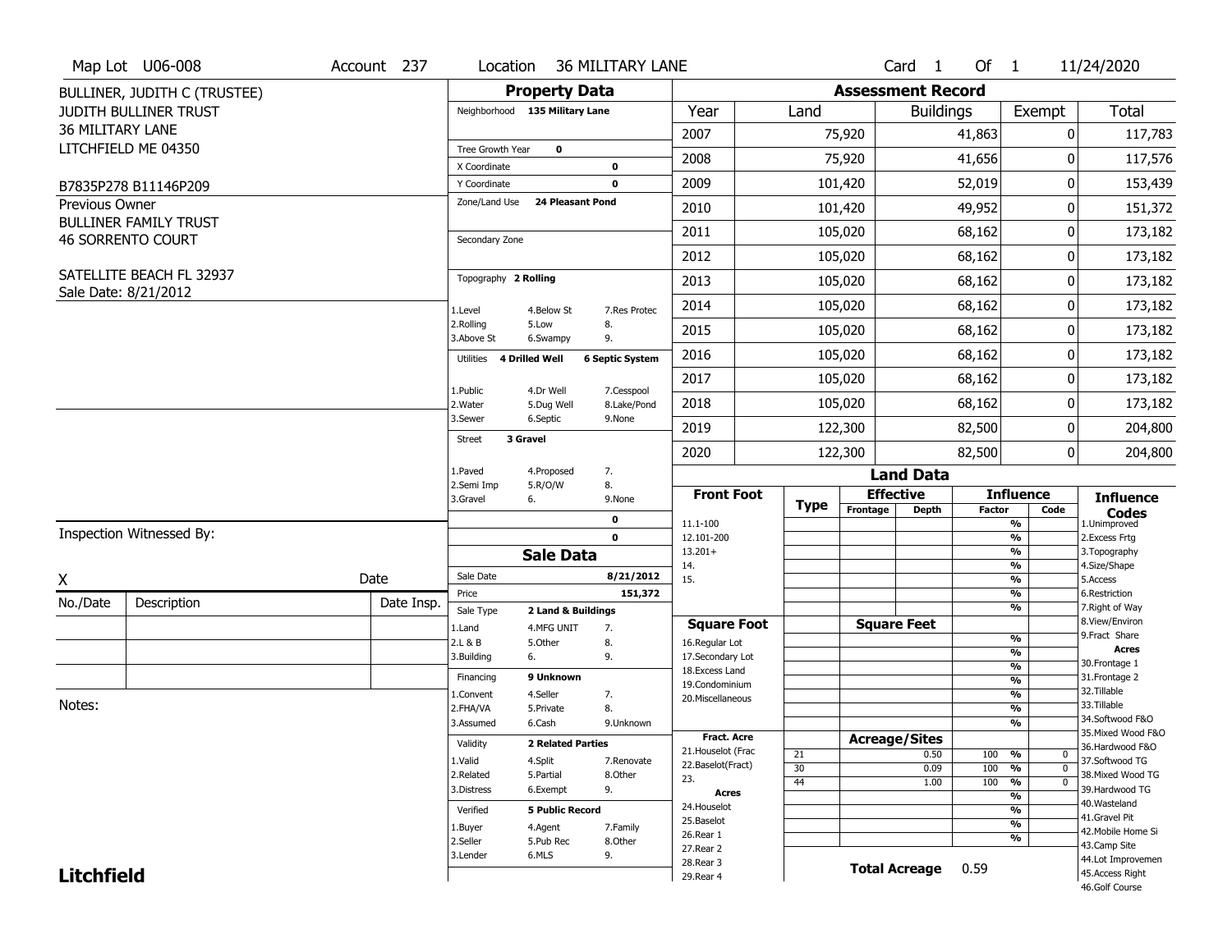Map Lot U06-008 | Account 237 | Location 36 MILITARY LANE | Card 1 Of 1 | 11/24/2020

BULLINER, JUDITH C (TRUSTEE)
JUDITH BULLINER TRUST
36 MILITARY LANE
LITCHFIELD ME 04350

B7835P278 B11146P209

Previous Owner
BULLINER FAMILY TRUST
46 SORRENTO COURT

SATELLITE BEACH FL 32937
Sale Date: 8/21/2012

## Property Data

Neighborhood 135 Military Lane

Tree Growth Year 0
X Coordinate 0
Y Coordinate 0
Zone/Land Use 24 Pleasant Pond

Secondary Zone

Topography 2 Rolling

1.Level 4.Below St 7.Res Protec
2.Rolling 5.Low 8.
3.Above St 6.Swampy 9.

Utilities 4 Drilled Well 6 Septic System

1.Public 4.Dr Well 7.Cesspool
2.Water 5.Dug Well 8.Lake/Pond
3.Sewer 6.Septic 9.None

Street 3 Gravel

1.Paved 4.Proposed 7.
2.Semi Imp 5.R/O/W 8.
3.Gravel 6. 9.None

0
0

## Sale Data

Sale Date 8/21/2012
Price 151,372
Sale Type 2 Land & Buildings

1.Land 4.MFG UNIT 7.
2.L & B 5.Other 8.
3.Building 6. 9.

Financing 9 Unknown

1.Convent 4.Seller 7.
2.FHA/VA 5.Private 8.
3.Assumed 6.Cash 9.Unknown

Validity 2 Related Parties

1.Valid 4.Split 7.Renovate
2.Related 5.Partial 8.Other
3.Distress 6.Exempt 9.

Verified 5 Public Record

1.Buyer 4.Agent 7.Family
2.Seller 5.Pub Rec 8.Other
3.Lender 6.MLS 9.

## Assessment Record

| Year | Land | Buildings | Exempt | Total |
|---|---|---|---|---|
| 2007 | 75,920 | 41,863 | 0 | 117,783 |
| 2008 | 75,920 | 41,656 | 0 | 117,576 |
| 2009 | 101,420 | 52,019 | 0 | 153,439 |
| 2010 | 101,420 | 49,952 | 0 | 151,372 |
| 2011 | 105,020 | 68,162 | 0 | 173,182 |
| 2012 | 105,020 | 68,162 | 0 | 173,182 |
| 2013 | 105,020 | 68,162 | 0 | 173,182 |
| 2014 | 105,020 | 68,162 | 0 | 173,182 |
| 2015 | 105,020 | 68,162 | 0 | 173,182 |
| 2016 | 105,020 | 68,162 | 0 | 173,182 |
| 2017 | 105,020 | 68,162 | 0 | 173,182 |
| 2018 | 105,020 | 68,162 | 0 | 173,182 |
| 2019 | 122,300 | 82,500 | 0 | 204,800 |
| 2020 | 122,300 | 82,500 | 0 | 204,800 |

## Land Data

| Front Foot | Type | Effective Frontage | Effective Depth | Influence Factor | Influence Code |
|---|---|---|---|---|---|
| 11.1-100 | | | | % | |
| 12.101-200 | | | | % | |
| 13.201+ | | | | % | |
| 14. | | | | % | |
| 15. | | | | % | |

| Square Foot | Square Feet | | Factor |
|---|---|---|---|
| 16.Regular Lot | | | % |
| 17.Secondary Lot | | | % |
| 18.Excess Land | | | % |
| 19.Condominium | | | % |
| 20.Miscellaneous | | | % |

| Fract. Acre / Acres | Type | Acreage/Sites | Factor | Code |
|---|---|---|---|---|
| 21.Houselot (Frac | 21 | 0.50 | 100 % | 0 |
| 22.Baselot(Fract) | 30 | 0.09 | 100 % | 0 |
| 23. | 44 | 1.00 | 100 % | 0 |
| 24.Houselot | | | % | |
| 25.Baselot | | | % | |
| 26.Rear 1 | | | % | |
| 27.Rear 2 | | | % | |
| 28.Rear 3 | | | | |
| 29.Rear 4 | | | | |

Total Acreage 0.59

**Influence Codes**
1.Unimproved
2.Excess Frtg
3.Topography
4.Size/Shape
5.Access
6.Restriction
7.Right of Way
8.View/Environ
9.Fract Share

**Acres**
30.Frontage 1
31.Frontage 2
32.Tillable
33.Tillable
34.Softwood F&O
35.Mixed Wood F&O
36.Hardwood F&O
37.Softwood TG
38.Mixed Wood TG
39.Hardwood TG
40.Wasteland
41.Gravel Pit
42.Mobile Home Si
43.Camp Site
44.Lot Improvemen
45.Access Right
46.Golf Course

Inspection Witnessed By:

X _______________ Date

| No./Date | Description | Date Insp. |
|---|---|---|
| | | |
| | | |
| | | |

Notes:

**Litchfield**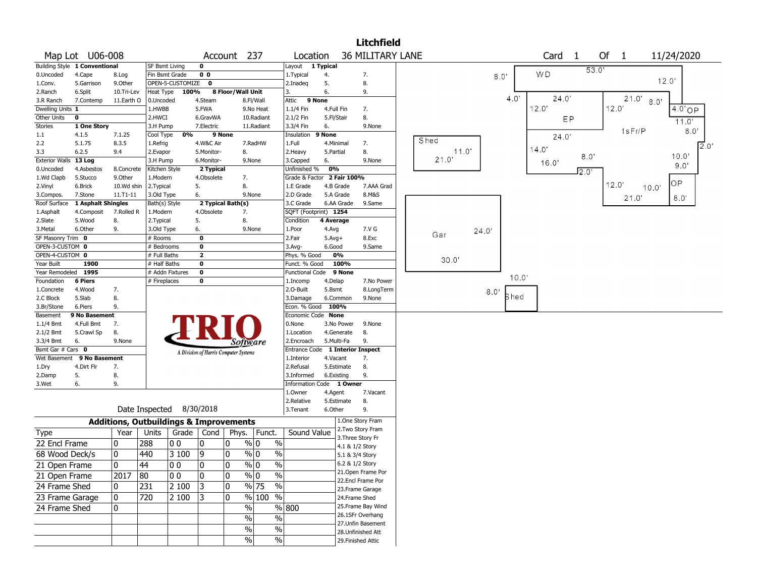# Litchfield

**Map Lot** U06-008 **Account** 237 **Location** 36 MILITARY LANE **Card** 1 **Of** 1 11/24/2020

| Building Style | 1 Conventional | | SF Bsmt Living | 0 | | Layout | 1 Typical | |
|---|---|---|---|---|---|---|---|---|
| 0.Uncoded | 4.Cape | 8.Log | Fin Bsmt Grade | 0 0 | | 1.Typical | 4. | 7. |
| 1.Conv. | 5.Garrison | 9.Other | OPEN-5-CUSTOMIZE | 0 | | 2.Inadeq | 5. | 8. |
| 2.Ranch | 6.Split | 10.Tri-Lev | Heat Type | 100% | 8 Floor/Wall Unit | 3. | 6. | 9. |
| 3.R Ranch | 7.Contemp | 11.Earth O | 0.Uncoded | 4.Steam | 8.Fl/Wall | Attic | 9 None | |
| Dwelling Units | 1 | | 1.HWBB | 5.FWA | 9.No Heat | 1.1/4 Fin | 4.Full Fin | 7. |
| Other Units | 0 | | 2.HWCI | 6.GravWA | 10.Radiant | 2.1/2 Fin | 5.Fl/Stair | 8. |
| Stories | 1 One Story | | 3.H Pump | 7.Electric | 11.Radiant | 3.3/4 Fin | 6. | 9.None |
| 1.1 | 4.1.5 | 7.1.25 | Cool Type | 0% | 9 None | Insulation | 9 None | |
| 2.2 | 5.1.75 | 8.3.5 | 1.Refrig | 4.W&C Air | 7.RadHW | 1.Full | 4.Minimal | 7. |
| 3.3 | 6.2.5 | 9.4 | 2.Evapor | 5.Monitor- | 8. | 2.Heavy | 5.Partial | 8. |
| Exterior Walls | 13 Log | | 3.H Pump | 6.Monitor- | 9.None | 3.Capped | 6. | 9.None |
| 0.Uncoded | 4.Asbestos | 8.Concrete | Kitchen Style | 2 Typical | | Unfinished % | 0% | |
| 1.Wd Clapb | 5.Stucco | 9.Other | 1.Modern | 4.Obsolete | 7. | Grade & Factor | 2 Fair 100% | |
| 2.Vinyl | 6.Brick | 10.Wd shin | 2.Typical | 5. | 8. | 1.E Grade | 4.B Grade | 7.AAA Grad |
| 3.Compos. | 7.Stone | 11.T1-11 | 3.Old Type | 6. | 9.None | 2.D Grade | 5.A Grade | 8.M&S |
| Roof Surface | 1 Asphalt Shingles | | Bath(s) Style | 2 Typical Bath(s) | | 3.C Grade | 6.AA Grade | 9.Same |
| 1.Asphalt | 4.Composit | 7.Rolled R | 1.Modern | 4.Obsolete | 7. | SQFT (Footprint) | 1254 | |
| 2.Slate | 5.Wood | 8. | 2.Typical | 5. | 8. | Condition | 4 Average | |
| 3.Metal | 6.Other | 9. | 3.Old Type | 6. | 9.None | 1.Poor | 4.Avg | 7.V G |
| SF Masonry Trim | 0 | | # Rooms | 0 | | 2.Fair | 5.Avg+ | 8.Exc |
| OPEN-3-CUSTOM | 0 | | # Bedrooms | 0 | | 3.Avg- | 6.Good | 9.Same |
| OPEN-4-CUSTOM | 0 | | # Full Baths | 2 | | Phys. % Good | 0% | |
| Year Built | 1900 | | # Half Baths | 0 | | Funct. % Good | 100% | |
| Year Remodeled | 1995 | | # Addn Fixtures | 0 | | Functional Code | 9 None | |
| Foundation | 6 Piers | | # Fireplaces | 0 | | 1.Incomp | 4.Delap | 7.No Power |
| 1.Concrete | 4.Wood | 7. | | | | 2.O-Built | 5.Bsmt | 8.LongTerm |
| 2.C Block | 5.Slab | 8. | | | | 3.Damage | 6.Common | 9.None |
| 3.Br/Stone | 6.Piers | 9. | | | | Econ. % Good | 100% | |
| Basement | 9 No Basement | | | | | Economic Code | None | |
| 1.1/4 Bmt | 4.Full Bmt | 7. | | | | 0.None | 3.No Power | 9.None |
| 2.1/2 Bmt | 5.Crawl Sp | 8. | | | | 1.Location | 4.Generate | 8. |
| 3.3/4 Bmt | 6. | 9.None | | | | 2.Encroach | 5.Multi-Fa | 9. |
| Bsmt Gar # Cars | 0 | | | | | Entrance Code | 1 Interior Inspect | |
| Wet Basement | 9 No Basement | | | | | 1.Interior | 4.Vacant | 7. |
| 1.Dry | 4.Dirt Flr | 7. | | | | 2.Refusal | 5.Estimate | 8. |
| 2.Damp | 5. | 8. | | | | 3.Informed | 6.Existing | 9. |
| 3.Wet | 6. | 9. | | | | Information Code | 1 Owner | |
| | | | | | | 1.Owner | 4.Agent | 7.Vacant |
| | | | | | | 2.Relative | 5.Estimate | 8. |
| Date Inspected | 8/30/2018 | | | | | 3.Tenant | 6.Other | 9. |

## Additions, Outbuildings & Improvements

| Type | Year | Units | Grade | Cond | Phys. | Funct. | Sound Value |
|---|---|---|---|---|---|---|---|
| 22 Encl Frame | 0 | 288 | 0 0 | 0 | 0 % | 0 % | |
| 68 Wood Deck/s | 0 | 440 | 3 100 | 9 | 0 % | 0 % | |
| 21 Open Frame | 0 | 44 | 0 0 | 0 | 0 % | 0 % | |
| 21 Open Frame | 2017 | 80 | 0 0 | 0 | 0 % | 0 % | |
| 24 Frame Shed | 0 | 231 | 2 100 | 3 | 0 % | 75 % | |
| 23 Frame Garage | 0 | 720 | 2 100 | 3 | 0 % | 100 % | |
| 24 Frame Shed | 0 | | | | % | % | 800 |
| | | | | | % | % | |
| | | | | | % | % | |
| | | | | | % | % | |

1.One Story Fram
2.Two Story Fram
3.Three Story Fr
4.1 & 1/2 Story
5.1 & 3/4 Story
6.2 & 1/2 Story
21.Open Frame Por
22.Encl Frame Por
23.Frame Garage
24.Frame Shed
25.Frame Bay Wind
26.1SFr Overhang
27.Unfin Basement
28.Unfinished Att
29.Finished Attic

Sketch labels: WD 53.0' 8.0' 12.0'; EP 24.0' 12.0' 4.0'; 1sFr/P 21.0' 12.0' 8.0' 24.0' 14.0' 16.0' 8.0' 2.0' 11.0' 10.0' 9.0' 8.0'; OP 4.0' 11.0' 2.0'; OP 12.0' 10.0' 21.0' 8.0'; Shed 21.0' 11.0'; Gar 24.0' 30.0'; Shed 10.0' 8.0'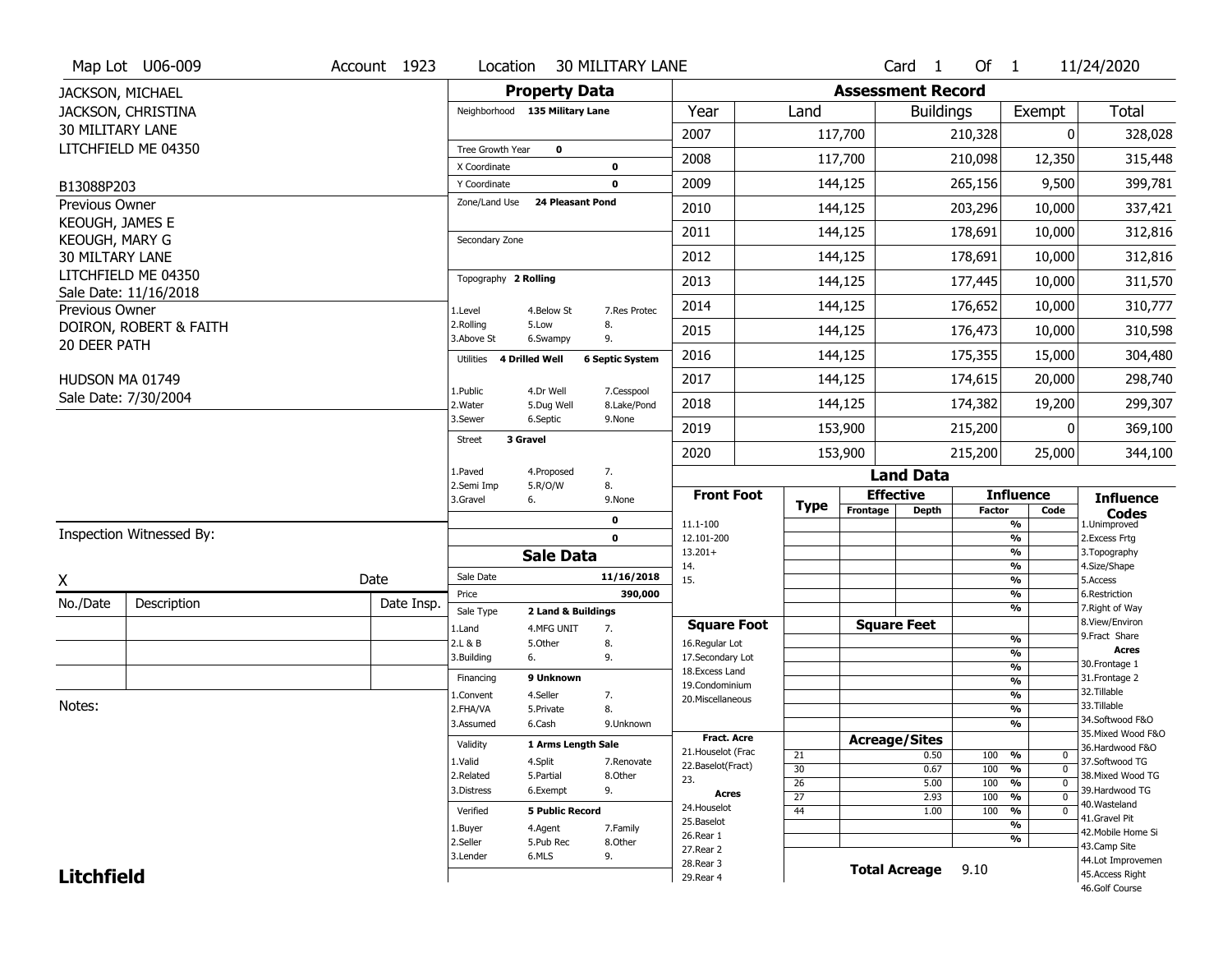Map Lot U06-009 | Account 1923 | Location 30 MILITARY LANE | Card 1 Of 1 | 11/24/2020

JACKSON, MICHAEL
JACKSON, CHRISTINA
30 MILITARY LANE
LITCHFIELD ME 04350

B13088P203

Previous Owner
KEOUGH, JAMES E
KEOUGH, MARY G
30 MILTARY LANE
LITCHFIELD ME 04350
Sale Date: 11/16/2018

Previous Owner
DOIRON, ROBERT & FAITH
20 DEER PATH
HUDSON MA 01749
Sale Date: 7/30/2004

## Property Data

- Neighborhood: 135 Military Lane
- Tree Growth Year: 0
- X Coordinate: 0
- Y Coordinate: 0
- Zone/Land Use: 24 Pleasant Pond
- Secondary Zone:
- Topography: 2 Rolling
  - 1.Level 4.Below St 7.Res Protec
  - 2.Rolling 5.Low 8.
  - 3.Above St 6.Swampy 9.
- Utilities: 4 Drilled Well, 6 Septic System
  - 1.Public 4.Dr Well 7.Cesspool
  - 2.Water 5.Dug Well 8.Lake/Pond
  - 3.Sewer 6.Septic 9.None
- Street: 3 Gravel
  - 1.Paved 4.Proposed 7.
  - 2.Semi Imp 5.R/O/W 8.
  - 3.Gravel 6. 9.None
- 0
- 0

## Sale Data

- Sale Date: 11/16/2018
- Price: 390,000
- Sale Type: 2 Land & Buildings
  - 1.Land 4.MFG UNIT 7.
  - 2.L & B 5.Other 8.
  - 3.Building 6. 9.
- Financing: 9 Unknown
  - 1.Convent 4.Seller 7.
  - 2.FHA/VA 5.Private 8.
  - 3.Assumed 6.Cash 9.Unknown
- Validity: 1 Arms Length Sale
  - 1.Valid 4.Split 7.Renovate
  - 2.Related 5.Partial 8.Other
  - 3.Distress 6.Exempt 9.
- Verified: 5 Public Record
  - 1.Buyer 4.Agent 7.Family
  - 2.Seller 5.Pub Rec 8.Other
  - 3.Lender 6.MLS 9.

## Assessment Record

| Year | Land | Buildings | Exempt | Total |
|---|---|---|---|---|
| 2007 | 117,700 | 210,328 | 0 | 328,028 |
| 2008 | 117,700 | 210,098 | 12,350 | 315,448 |
| 2009 | 144,125 | 265,156 | 9,500 | 399,781 |
| 2010 | 144,125 | 203,296 | 10,000 | 337,421 |
| 2011 | 144,125 | 178,691 | 10,000 | 312,816 |
| 2012 | 144,125 | 178,691 | 10,000 | 312,816 |
| 2013 | 144,125 | 177,445 | 10,000 | 311,570 |
| 2014 | 144,125 | 176,652 | 10,000 | 310,777 |
| 2015 | 144,125 | 176,473 | 10,000 | 310,598 |
| 2016 | 144,125 | 175,355 | 15,000 | 304,480 |
| 2017 | 144,125 | 174,615 | 20,000 | 298,740 |
| 2018 | 144,125 | 174,382 | 19,200 | 299,307 |
| 2019 | 153,900 | 215,200 | 0 | 369,100 |
| 2020 | 153,900 | 215,200 | 25,000 | 344,100 |

## Land Data

Front Foot: 11.1-100, 12.101-200, 13.201+, 14., 15.

Square Foot: 16.Regular Lot, 17.Secondary Lot, 18.Excess Land, 19.Condominium, 20.Miscellaneous

Fract. Acre: 21.Houselot (Frac, 22.Baselot(Fract), 23.

Acres: 24.Houselot, 25.Baselot, 26.Rear 1, 27.Rear 2, 28.Rear 3, 29.Rear 4

### Acreage/Sites

| Type | Acreage | Factor | Code |
|---|---|---|---|
| 21 | 0.50 | 100 % | 0 |
| 30 | 0.67 | 100 % | 0 |
| 26 | 5.00 | 100 % | 0 |
| 27 | 2.93 | 100 % | 0 |
| 44 | 1.00 | 100 % | 0 |

**Total Acreage** 9.10

### Influence Codes

1.Unimproved, 2.Excess Frtg, 3.Topography, 4.Size/Shape, 5.Access, 6.Restriction, 7.Right of Way, 8.View/Environ, 9.Fract Share

**Acres**: 30.Frontage 1, 31.Frontage 2, 32.Tillable, 33.Tillable, 34.Softwood F&O, 35.Mixed Wood F&O, 36.Hardwood F&O, 37.Softwood TG, 38.Mixed Wood TG, 39.Hardwood TG, 40.Wasteland, 41.Gravel Pit, 42.Mobile Home Si, 43.Camp Site, 44.Lot Improvemen, 45.Access Right, 46.Golf Course

Inspection Witnessed By:

X ______________________ Date

| No./Date | Description | Date Insp. |
|---|---|---|
| | | |
| | | |
| | | |

Notes:

**Litchfield**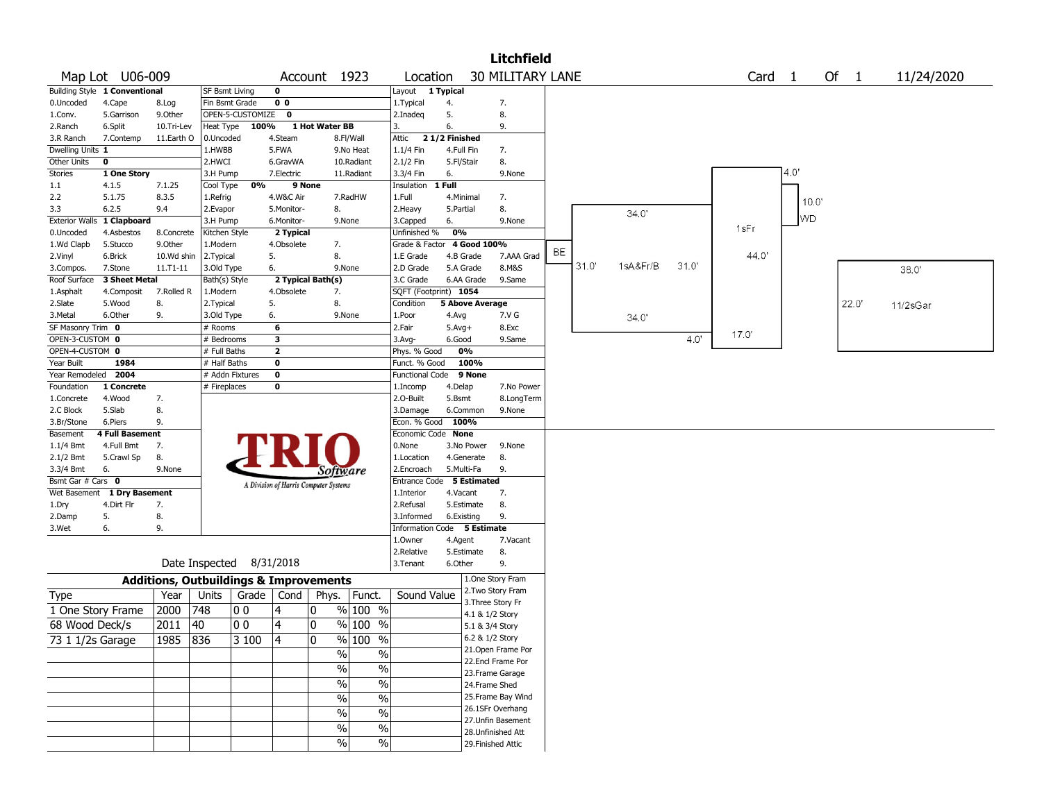# Litchfield

**Map Lot** U06-009 **Account** 1923 **Location** 30 MILITARY LANE **Card** 1 **Of** 1 11/24/2020

| Building Style | 1 Conventional | | SF Bsmt Living | 0 | | Layout | 1 Typical | |
|---|---|---|---|---|---|---|---|---|
| 0.Uncoded | 4.Cape | 8.Log | Fin Bsmt Grade | 0 0 | | 1.Typical | 4. | 7. |
| 1.Conv. | 5.Garrison | 9.Other | OPEN-5-CUSTOMIZE | 0 | | 2.Inadeq | 5. | 8. |
| 2.Ranch | 6.Split | 10.Tri-Lev | Heat Type 100% | 1 Hot Water BB | | 3. | 6. | 9. |
| 3.R Ranch | 7.Contemp | 11.Earth O | 0.Uncoded | 4.Steam | 8.Fl/Wall | Attic | 2 1/2 Finished | |
| Dwelling Units | 1 | | 1.HWBB | 5.FWA | 9.No Heat | 1.1/4 Fin | 4.Full Fin | 7. |
| Other Units | 0 | | 2.HWCI | 6.GravWA | 10.Radiant | 2.1/2 Fin | 5.Fl/Stair | 8. |
| Stories | 1 One Story | | 3.H Pump | 7.Electric | 11.Radiant | 3.3/4 Fin | 6. | 9.None |
| 1.1 | 4.1.5 | 7.1.25 | Cool Type 0% | 9 None | | Insulation | 1 Full | |
| 2.2 | 5.1.75 | 8.3.5 | 1.Refrig | 4.W&C Air | 7.RadHW | 1.Full | 4.Minimal | 7. |
| 3.3 | 6.2.5 | 9.4 | 2.Evapor | 5.Monitor- | 8. | 2.Heavy | 5.Partial | 8. |
| Exterior Walls | 1 Clapboard | | 3.H Pump | 6.Monitor- | 9.None | 3.Capped | 6. | 9.None |
| 0.Uncoded | 4.Asbestos | 8.Concrete | Kitchen Style | 2 Typical | | Unfinished % | 0% | |
| 1.Wd Clapb | 5.Stucco | 9.Other | 1.Modern | 4.Obsolete | 7. | Grade & Factor | 4 Good 100% | |
| 2.Vinyl | 6.Brick | 10.Wd shin | 2.Typical | 5. | 8. | 1.E Grade | 4.B Grade | 7.AAA Grad |
| 3.Compos. | 7.Stone | 11.T1-11 | 3.Old Type | 6. | 9.None | 2.D Grade | 5.A Grade | 8.M&S |
| Roof Surface | 3 Sheet Metal | | Bath(s) Style | 2 Typical Bath(s) | | 3.C Grade | 6.AA Grade | 9.Same |
| 1.Asphalt | 4.Composit | 7.Rolled R | 1.Modern | 4.Obsolete | 7. | SQFT (Footprint) | 1054 | |
| 2.Slate | 5.Wood | 8. | 2.Typical | 5. | 8. | Condition | 5 Above Average | |
| 3.Metal | 6.Other | 9. | 3.Old Type | 6. | 9.None | 1.Poor | 4.Avg | 7.V G |
| SF Masonry Trim | 0 | | # Rooms | 6 | | 2.Fair | 5.Avg+ | 8.Exc |
| OPEN-3-CUSTOM | 0 | | # Bedrooms | 3 | | 3.Avg- | 6.Good | 9.Same |
| OPEN-4-CUSTOM | 0 | | # Full Baths | 2 | | Phys. % Good | 0% | |
| Year Built | 1984 | | # Half Baths | 0 | | Funct. % Good | 100% | |
| Year Remodeled | 2004 | | # Addn Fixtures | 0 | | Functional Code | 9 None | |
| Foundation | 1 Concrete | | # Fireplaces | 0 | | 1.Incomp | 4.Delap | 7.No Power |
| 1.Concrete | 4.Wood | 7. | | | | 2.O-Built | 5.Bsmt | 8.LongTerm |
| 2.C Block | 5.Slab | 8. | | | | 3.Damage | 6.Common | 9.None |
| 3.Br/Stone | 6.Piers | 9. | | | | Econ. % Good | 100% | |
| Basement | 4 Full Basement | | | | | Economic Code | None | |
| 1.1/4 Bmt | 4.Full Bmt | 7. | | | | 0.None | 3.No Power | 9.None |
| 2.1/2 Bmt | 5.Crawl Sp | 8. | | | | 1.Location | 4.Generate | 8. |
| 3.3/4 Bmt | 6. | 9.None | | | | 2.Encroach | 5.Multi-Fa | 9. |
| Bsmt Gar # Cars | 0 | | | | | Entrance Code | 5 Estimated | |
| Wet Basement | 1 Dry Basement | | | | | 1.Interior | 4.Vacant | 7. |
| 1.Dry | 4.Dirt Flr | 7. | | | | 2.Refusal | 5.Estimate | 8. |
| 2.Damp | 5. | 8. | | | | 3.Informed | 6.Existing | 9. |
| 3.Wet | 6. | 9. | | | | Information Code | 5 Estimate | |
| | | | | | | 1.Owner | 4.Agent | 7.Vacant |
| | | | | | | 2.Relative | 5.Estimate | 8. |
| | | | | | | 3.Tenant | 6.Other | 9. |

TRIO Software — A Division of Harris Computer Systems

Date Inspected 8/31/2018

## Additions, Outbuildings & Improvements

| Type | Year | Units | Grade | Cond | Phys. | Funct. | Sound Value |
|---|---|---|---|---|---|---|---|
| 1 One Story Frame | 2000 | 748 | 0 0 | 4 | 0 % | 100 % | |
| 68 Wood Deck/s | 2011 | 40 | 0 0 | 4 | 0 % | 100 % | |
| 73 1 1/2s Garage | 1985 | 836 | 3 100 | 4 | 0 % | 100 % | |
| | | | | | % | % | |
| | | | | | % | % | |
| | | | | | % | % | |
| | | | | | % | % | |
| | | | | | % | % | |
| | | | | | % | % | |

1.One Story Fram
2.Two Story Fram
3.Three Story Fr
4.1 & 1/2 Story
5.1 & 3/4 Story
6.2 & 1/2 Story
21.Open Frame Por
22.Encl Frame Por
23.Frame Garage
24.Frame Shed
25.Frame Bay Wind
26.1SFr Overhang
27.Unfin Basement
28.Unfinished Att
29.Finished Attic

Sketch labels: BE, 1sA&Fr/B 34.0' x 31.0', 4.0', 1sFr 44.0' x 17.0', WD 4.0' x 10.0', 11/2sGar 38.0' x 22.0'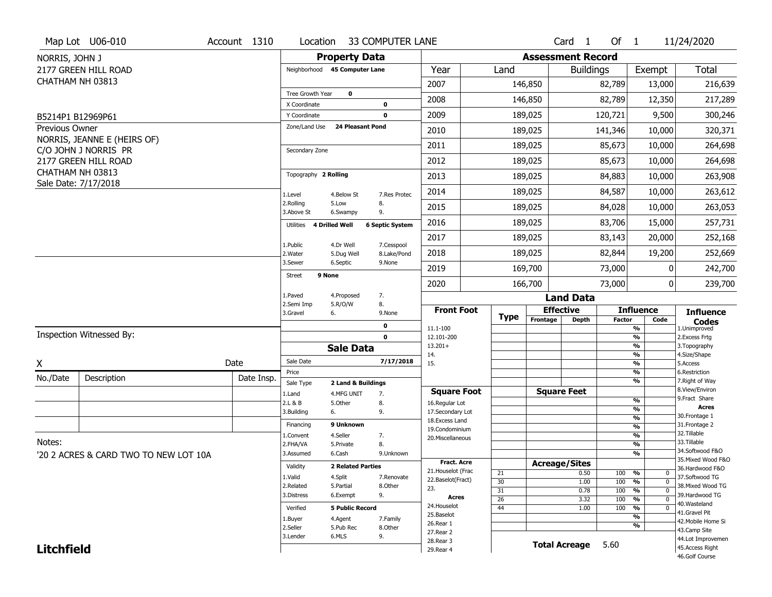Map Lot U06-010 | Account 1310 | Location 33 COMPUTER LANE | Card 1 Of 1 | 11/24/2020

NORRIS, JOHN J
2177 GREEN HILL ROAD
CHATHAM NH 03813

B5214P1 B12969P61

Previous Owner
NORRIS, JEANNE E (HEIRS OF)
C/O JOHN J NORRIS PR
2177 GREEN HILL ROAD
CHATHAM NH 03813
Sale Date: 7/17/2018

## Property Data

Neighborhood **45 Computer Lane**

Tree Growth Year **0**
X Coordinate **0**
Y Coordinate **0**
Zone/Land Use **24 Pleasant Pond**

Secondary Zone

Topography **2 Rolling**

1.Level 4.Below St 7.Res Protec
2.Rolling 5.Low 8.
3.Above St 6.Swampy 9.

Utilities **4 Drilled Well** **6 Septic System**

1.Public 4.Dr Well 7.Cesspool
2.Water 5.Dug Well 8.Lake/Pond
3.Sewer 6.Septic 9.None

Street **9 None**

1.Paved 4.Proposed 7.
2.Semi Imp 5.R/O/W 8.
3.Gravel 6. 9.None

**0**
**0**

## Sale Data

Sale Date **7/17/2018**
Price
Sale Type **2 Land & Buildings**

1.Land 4.MFG UNIT 7.
2.L & B 5.Other 8.
3.Building 6. 9.

Financing **9 Unknown**

1.Convent 4.Seller 7.
2.FHA/VA 5.Private 8.
3.Assumed 6.Cash 9.Unknown

Validity **2 Related Parties**

1.Valid 4.Split 7.Renovate
2.Related 5.Partial 8.Other
3.Distress 6.Exempt 9.

Verified **5 Public Record**

1.Buyer 4.Agent 7.Family
2.Seller 5.Pub Rec 8.Other
3.Lender 6.MLS 9.

## Assessment Record

| Year | Land | Buildings | Exempt | Total |
|---|---|---|---|---|
| 2007 | 146,850 | 82,789 | 13,000 | 216,639 |
| 2008 | 146,850 | 82,789 | 12,350 | 217,289 |
| 2009 | 189,025 | 120,721 | 9,500 | 300,246 |
| 2010 | 189,025 | 141,346 | 10,000 | 320,371 |
| 2011 | 189,025 | 85,673 | 10,000 | 264,698 |
| 2012 | 189,025 | 85,673 | 10,000 | 264,698 |
| 2013 | 189,025 | 84,883 | 10,000 | 263,908 |
| 2014 | 189,025 | 84,587 | 10,000 | 263,612 |
| 2015 | 189,025 | 84,028 | 10,000 | 263,053 |
| 2016 | 189,025 | 83,706 | 15,000 | 257,731 |
| 2017 | 189,025 | 83,143 | 20,000 | 252,168 |
| 2018 | 189,025 | 82,844 | 19,200 | 252,669 |
| 2019 | 169,700 | 73,000 | 0 | 242,700 |
| 2020 | 166,700 | 73,000 | 0 | 239,700 |

## Land Data

Front Foot: 11.1-100, 12.101-200, 13.201+, 14., 15.

Square Foot: 16.Regular Lot, 17.Secondary Lot, 18.Excess Land, 19.Condominium, 20.Miscellaneous

Fract. Acre: 21.Houselot (Frac, 22.Baselot(Fract), 23.

Acres: 24.Houselot, 25.Baselot, 26.Rear 1, 27.Rear 2, 28.Rear 3, 29.Rear 4

### Acreage/Sites

| Type | Acreage/Sites | Influence Factor | Code |
|---|---|---|---|
| 21 | 0.50 | 100 % | 0 |
| 30 | 1.00 | 100 % | 0 |
| 31 | 0.78 | 100 % | 0 |
| 26 | 3.32 | 100 % | 0 |
| 44 | 1.00 | 100 % | 0 |

**Total Acreage** 5.60

### Influence Codes

1.Unimproved, 2.Excess Frtg, 3.Topography, 4.Size/Shape, 5.Access, 6.Restriction, 7.Right of Way, 8.View/Environ, 9.Fract Share

**Acres**: 30.Frontage 1, 31.Frontage 2, 32.Tillable, 33.Tillable, 34.Softwood F&O, 35.Mixed Wood F&O, 36.Hardwood F&O, 37.Softwood TG, 38.Mixed Wood TG, 39.Hardwood TG, 40.Wasteland, 41.Gravel Pit, 42.Mobile Home Si, 43.Camp Site, 44.Lot Improvemen, 45.Access Right, 46.Golf Course

Inspection Witnessed By:

X Date

| No./Date | Description | Date Insp. |
|---|---|---|
| | | |
| | | |
| | | |

Notes:
'20 2 ACRES & CARD TWO TO NEW LOT 10A

**Litchfield**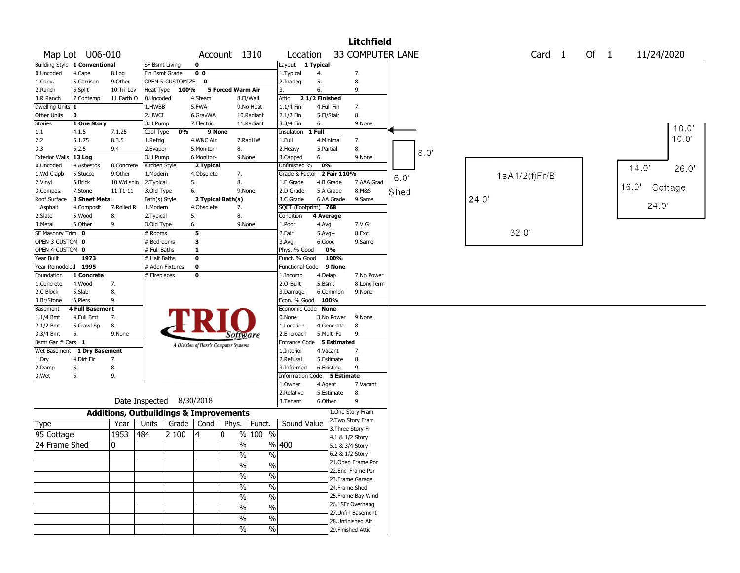# Litchfield

Map Lot U06-010 | Account 1310 | Location 33 COMPUTER LANE | Card 1 Of 1 | 11/24/2020

| | | | | | | | | | | | |
|---|---|---|---|---|---|---|---|---|---|---|---|
| Building Style | **1 Conventional** | | SF Bsmt Living | **0** | | | Layout | **1 Typical** | | |
| 0.Uncoded | 4.Cape | 8.Log | Fin Bsmt Grade | **0 0** | | | 1.Typical | 4. | 7. |
| 1.Conv. | 5.Garrison | 9.Other | OPEN-5-CUSTOMIZE | **0** | | | 2.Inadeq | 5. | 8. |
| 2.Ranch | 6.Split | 10.Tri-Lev | Heat Type | **100%** | **5 Forced Warm Air** | | 3. | 6. | 9. |
| 3.R Ranch | 7.Contemp | 11.Earth O | 0.Uncoded | 4.Steam | 8.Fl/Wall | | Attic | **2 1/2 Finished** | |
| Dwelling Units | **1** | | 1.HWBB | 5.FWA | 9.No Heat | | 1.1/4 Fin | 4.Full Fin | 7. |
| Other Units | **0** | | 2.HWCI | 6.GravWA | 10.Radiant | | 2.1/2 Fin | 5.Fl/Stair | 8. |
| Stories | **1 One Story** | | 3.H Pump | 7.Electric | 11.Radiant | | 3.3/4 Fin | 6. | 9.None |
| 1.1 | 4.1.5 | 7.1.25 | Cool Type | **0%** | **9 None** | | Insulation | **1 Full** | |
| 2.2 | 5.1.75 | 8.3.5 | 1.Refrig | 4.W&C Air | 7.RadHW | | 1.Full | 4.Minimal | 7. |
| 3.3 | 6.2.5 | 9.4 | 2.Evapor | 5.Monitor- | 8. | | 2.Heavy | 5.Partial | 8. |
| Exterior Walls | **13 Log** | | 3.H Pump | 6.Monitor- | 9.None | | 3.Capped | 6. | 9.None |
| 0.Uncoded | 4.Asbestos | 8.Concrete | Kitchen Style | **2 Typical** | | | Unfinished % | **0%** | |
| 1.Wd Clapb | 5.Stucco | 9.Other | 1.Modern | 4.Obsolete | 7. | | Grade & Factor | **2 Fair 110%** | |
| 2.Vinyl | 6.Brick | 10.Wd shin | 2.Typical | 5. | 8. | | 1.E Grade | 4.B Grade | 7.AAA Grad |
| 3.Compos. | 7.Stone | 11.T1-11 | 3.Old Type | 6. | 9.None | | 2.D Grade | 5.A Grade | 8.M&S |
| Roof Surface | **3 Sheet Metal** | | Bath(s) Style | **2 Typical Bath(s)** | | | 3.C Grade | 6.AA Grade | 9.Same |
| 1.Asphalt | 4.Composit | 7.Rolled R | 1.Modern | 4.Obsolete | 7. | | SQFT (Footprint) | **768** | |
| 2.Slate | 5.Wood | 8. | 2.Typical | 5. | 8. | | Condition | **4 Average** | |
| 3.Metal | 6.Other | 9. | 3.Old Type | 6. | 9.None | | 1.Poor | 4.Avg | 7.V G |
| SF Masonry Trim | **0** | | # Rooms | **5** | | | 2.Fair | 5.Avg+ | 8.Exc |
| OPEN-3-CUSTOM | **0** | | # Bedrooms | **3** | | | 3.Avg- | 6.Good | 9.Same |
| OPEN-4-CUSTOM | **0** | | # Full Baths | **1** | | | Phys. % Good | **0%** | |
| Year Built | **1973** | | # Half Baths | **0** | | | Funct. % Good | **100%** | |
| Year Remodeled | **1995** | | # Addn Fixtures | **0** | | | Functional Code | **9 None** | |
| Foundation | **1 Concrete** | | # Fireplaces | **0** | | | 1.Incomp | 4.Delap | 7.No Power |
| 1.Concrete | 4.Wood | 7. | | | | | 2.O-Built | 5.Bsmt | 8.LongTerm |
| 2.C Block | 5.Slab | 8. | | | | | 3.Damage | 6.Common | 9.None |
| 3.Br/Stone | 6.Piers | 9. | | | | | Econ. % Good | **100%** | |
| Basement | **4 Full Basement** | | | | | | Economic Code | **None** | |
| 1.1/4 Bmt | 4.Full Bmt | 7. | | | | | 0.None | 3.No Power | 9.None |
| 2.1/2 Bmt | 5.Crawl Sp | 8. | | | | | 1.Location | 4.Generate | 8. |
| 3.3/4 Bmt | 6. | 9.None | | | | | 2.Encroach | 5.Multi-Fa | 9. |
| Bsmt Gar # Cars | **1** | | | | | | Entrance Code | **5 Estimated** | |
| Wet Basement | **1 Dry Basement** | | | | | | 1.Interior | 4.Vacant | 7. |
| 1.Dry | 4.Dirt Flr | 7. | | | | | 2.Refusal | 5.Estimate | 8. |
| 2.Damp | 5. | 8. | | | | | 3.Informed | 6.Existing | 9. |
| 3.Wet | 6. | 9. | | | | | Information Code | **5 Estimate** | |
| | | | | | | | 1.Owner | 4.Agent | 7.Vacant |
| | | | | | | | 2.Relative | 5.Estimate | 8. |
| | Date Inspected | 8/30/2018 | | | | | 3.Tenant | 6.Other | 9. |

TRIO Software — A Division of Harris Computer Systems

Sketch labels: 8.0' | 6.0' | Shed | 1sA1/2(f)Fr/B | 24.0' | 32.0' | 10.0' | 10.0' | 14.0' | 26.0' | 16.0' | Cottage | 24.0'

## Additions, Outbuildings & Improvements

| Type | Year | Units | Grade | Cond | Phys. | Funct. | Sound Value |
|---|---|---|---|---|---|---|---|
| 95 Cottage | 1953 | 484 | 2 100 | 4 | 0 % | 100 % | |
| 24 Frame Shed | 0 | | | | % | % | 400 |
| | | | | | % | % | |
| | | | | | % | % | |
| | | | | | % | % | |
| | | | | | % | % | |
| | | | | | % | % | |
| | | | | | % | % | |
| | | | | | % | % | |
| | | | | | % | % | |

1.One Story Fram
2.Two Story Fram
3.Three Story Fr
4.1 & 1/2 Story
5.1 & 3/4 Story
6.2 & 1/2 Story
21.Open Frame Por
22.Encl Frame Por
23.Frame Garage
24.Frame Shed
25.Frame Bay Wind
26.1SFr Overhang
27.Unfin Basement
28.Unfinished Att
29.Finished Attic